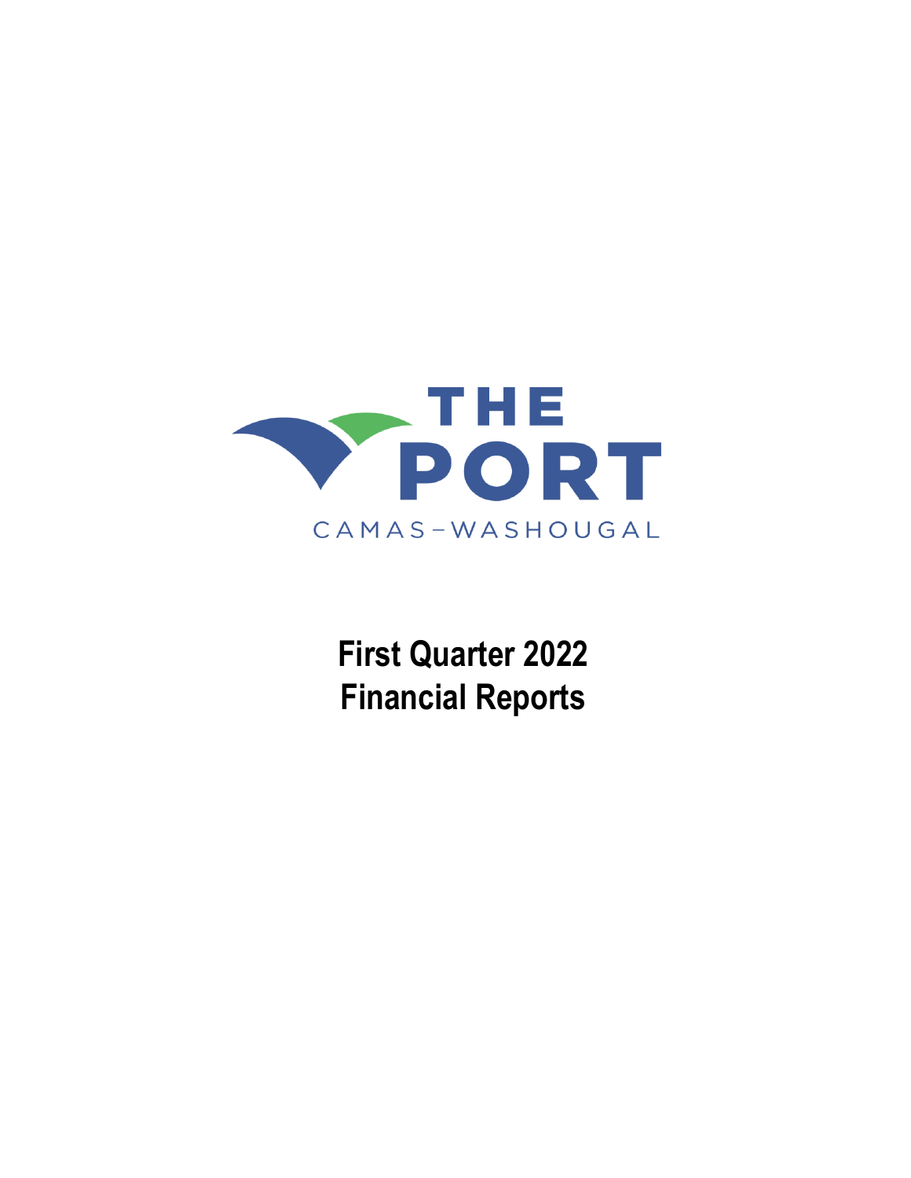THE PORT

CAMAS-WASHOUGAL

# First Quarter 2022 Financial Reports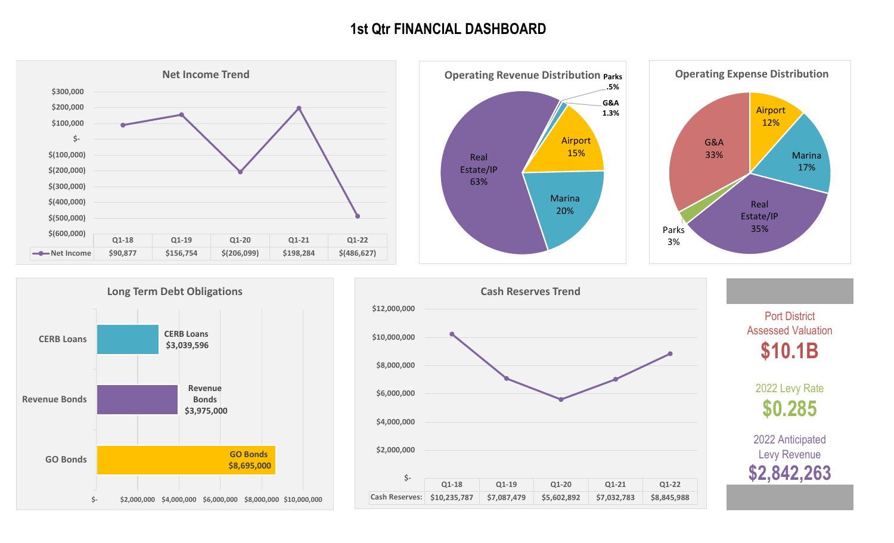# 1st Qtr FINANCIAL DASHBOARD

## Net Income Trend

| | Q1-18 | Q1-19 | Q1-20 | Q1-21 | Q1-22 |
|---|---|---|---|---|---|
| Net Income | $90,877 | $156,754 | $(206,099) | $198,284 | $(486,627) |

## Operating Revenue Distribution

| Category | Share |
|---|---|
| Real Estate/IP | 63% |
| Marina | 20% |
| Airport | 15% |
| G&A | 1.3% |
| Parks | .5% |

## Operating Expense Distribution

| Category | Share |
|---|---|
| Real Estate/IP | 35% |
| G&A | 33% |
| Marina | 17% |
| Airport | 12% |
| Parks | 3% |

## Long Term Debt Obligations

| Obligation | Amount |
|---|---|
| CERB Loans | $3,039,596 |
| Revenue Bonds | $3,975,000 |
| GO Bonds | $8,695,000 |

## Cash Reserves Trend

| | Q1-18 | Q1-19 | Q1-20 | Q1-21 | Q1-22 |
|---|---|---|---|---|---|
| Cash Reserves: | $10,235,787 | $7,087,479 | $5,602,892 | $7,032,783 | $8,845,988 |

Port District Assessed Valuation
**$10.1B**

2022 Levy Rate
**$0.285**

2022 Anticipated Levy Revenue
**$2,842,263**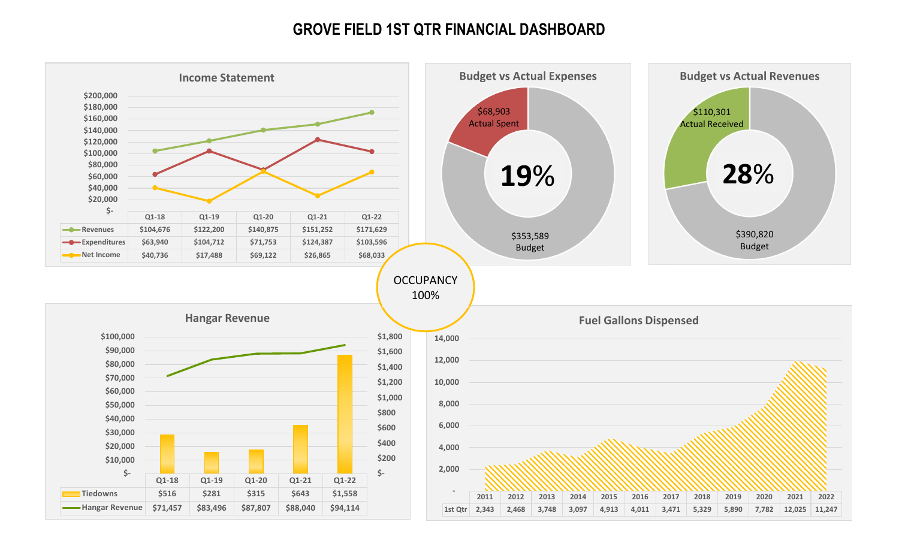# GROVE FIELD 1ST QTR FINANCIAL DASHBOARD

## Income Statement

| | Q1-18 | Q1-19 | Q1-20 | Q1-21 | Q1-22 |
|---|---|---|---|---|---|
| Revenues | $104,676 | $122,200 | $140,875 | $151,252 | $171,629 |
| Expenditures | $63,940 | $104,712 | $71,753 | $124,387 | $103,596 |
| Net Income | $40,736 | $17,488 | $69,122 | $26,865 | $68,033 |

## Budget vs Actual Expenses

$68,903 Actual Spent

19%

$353,589 Budget

## Budget vs Actual Revenues

$110,301 Actual Received

28%

$390,820 Budget

OCCUPANCY 100%

## Hangar Revenue

| | Q1-18 | Q1-19 | Q1-20 | Q1-21 | Q1-22 |
|---|---|---|---|---|---|
| Tiedowns | $516 | $281 | $315 | $643 | $1,558 |
| Hangar Revenue | $71,457 | $83,496 | $87,807 | $88,040 | $94,114 |

## Fuel Gallons Dispensed

| | 2011 | 2012 | 2013 | 2014 | 2015 | 2016 | 2017 | 2018 | 2019 | 2020 | 2021 | 2022 |
|---|---|---|---|---|---|---|---|---|---|---|---|---|
| 1st Qtr | 2,343 | 2,468 | 3,748 | 3,097 | 4,913 | 4,011 | 3,471 | 5,329 | 5,890 | 7,782 | 12,025 | 11,247 |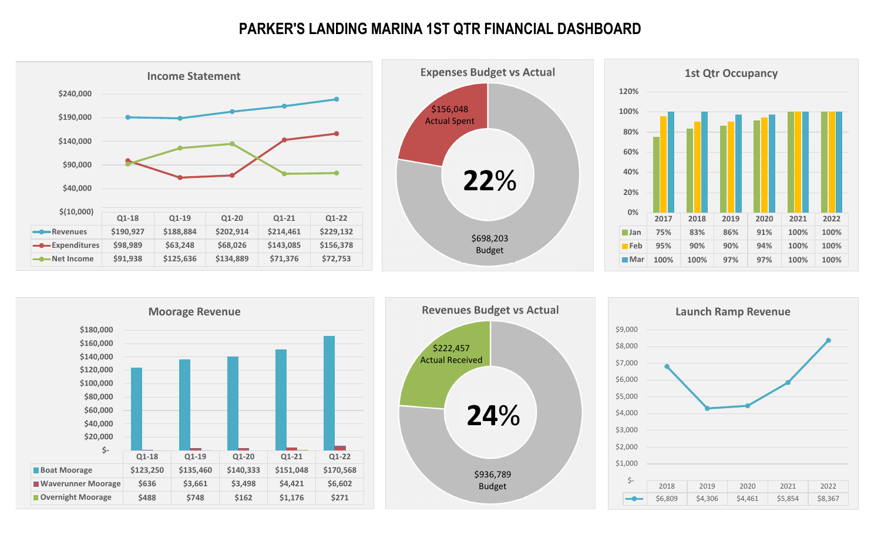# PARKER'S LANDING MARINA 1ST QTR FINANCIAL DASHBOARD

## Income Statement

| | Q1-18 | Q1-19 | Q1-20 | Q1-21 | Q1-22 |
|---|---|---|---|---|---|
| Revenues | $190,927 | $188,884 | $202,914 | $214,461 | $229,132 |
| Expenditures | $98,989 | $63,248 | $68,026 | $143,085 | $156,378 |
| Net Income | $91,938 | $125,636 | $134,889 | $71,376 | $72,753 |

## Expenses Budget vs Actual

$156,048 Actual Spent

**22%**

$698,203 Budget

## 1st Qtr Occupancy

| | 2017 | 2018 | 2019 | 2020 | 2021 | 2022 |
|---|---|---|---|---|---|---|
| Jan | 75% | 83% | 86% | 91% | 100% | 100% |
| Feb | 95% | 90% | 90% | 94% | 100% | 100% |
| Mar | 100% | 100% | 97% | 97% | 100% | 100% |

## Moorage Revenue

| | Q1-18 | Q1-19 | Q1-20 | Q1-21 | Q1-22 |
|---|---|---|---|---|---|
| Boat Moorage | $123,250 | $135,460 | $140,333 | $151,048 | $170,568 |
| Waverunner Moorage | $636 | $3,661 | $3,498 | $4,421 | $6,602 |
| Overnight Moorage | $488 | $748 | $162 | $1,176 | $271 |

## Revenues Budget vs Actual

$222,457 Actual Received

**24%**

$936,789 Budget

## Launch Ramp Revenue

| 2018 | 2019 | 2020 | 2021 | 2022 |
|---|---|---|---|---|
| $6,809 | $4,306 | $4,461 | $5,854 | $8,367 |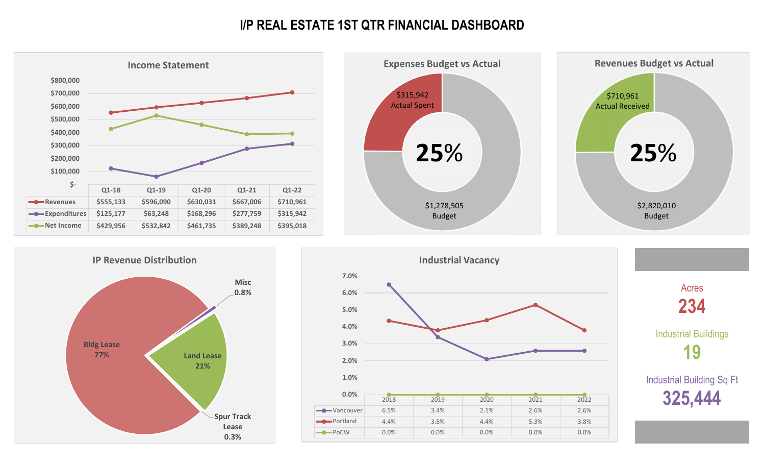# I/P REAL ESTATE 1ST QTR FINANCIAL DASHBOARD

## Income Statement

| | Q1-18 | Q1-19 | Q1-20 | Q1-21 | Q1-22 |
|---|---|---|---|---|---|
| Revenues | $555,133 | $596,090 | $630,031 | $667,006 | $710,961 |
| Expenditures | $125,177 | $63,248 | $168,296 | $277,759 | $315,942 |
| Net Income | $429,956 | $532,842 | $461,735 | $389,248 | $395,018 |

## Expenses Budget vs Actual

$315,942 Actual Spent

**25%**

$1,278,505 Budget

## Revenues Budget vs Actual

$710,961 Actual Received

**25%**

$2,820,010 Budget

## IP Revenue Distribution

- Bldg Lease 77%
- Land Lease 21%
- Misc 0.8%
- Spur Track Lease 0.3%

## Industrial Vacancy

| | 2018 | 2019 | 2020 | 2021 | 2022 |
|---|---|---|---|---|---|
| Vancouver | 6.5% | 3.4% | 2.1% | 2.6% | 2.6% |
| Portland | 4.4% | 3.8% | 4.4% | 5.3% | 3.8% |
| PoCW | 0.0% | 0.0% | 0.0% | 0.0% | 0.0% |

Acres
**234**

Industrial Buildings
**19**

Industrial Building Sq Ft
**325,444**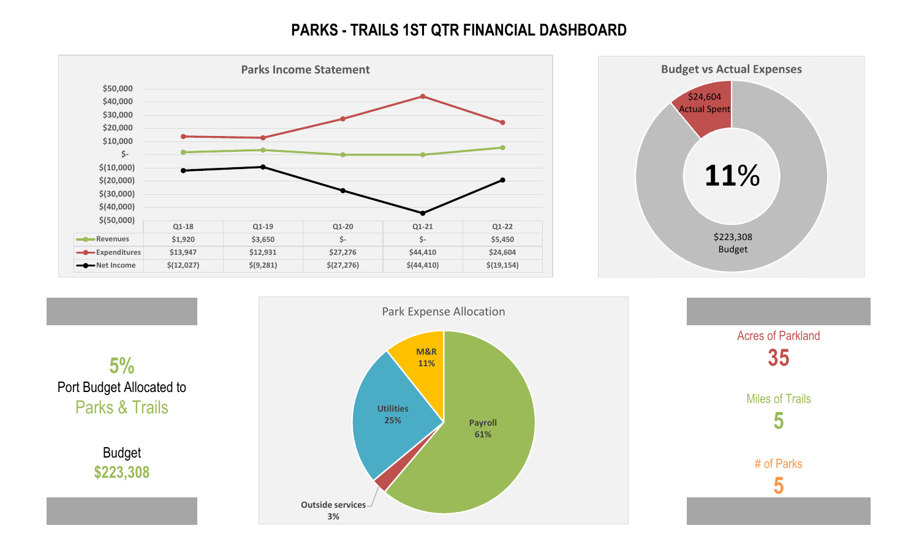# PARKS - TRAILS 1ST QTR FINANCIAL DASHBOARD

## Parks Income Statement

| | Q1-18 | Q1-19 | Q1-20 | Q1-21 | Q1-22 |
|---|---|---|---|---|---|
| Revenues | $1,920 | $3,650 | $- | $- | $5,450 |
| Expenditures | $13,947 | $12,931 | $27,276 | $44,410 | $24,604 |
| Net Income | $(12,027) | $(9,281) | $(27,276) | $(44,410) | $(19,154) |

## Budget vs Actual Expenses

$24,604 Actual Spent

11%

$223,308 Budget

**5%**
Port Budget Allocated to
Parks & Trails

Budget
**$223,308**

## Park Expense Allocation

| Category | Share |
|---|---|
| Payroll | 61% |
| Utilities | 25% |
| M&R | 11% |
| Outside services | 3% |

Acres of Parkland
**35**

Miles of Trails
**5**

# of Parks
**5**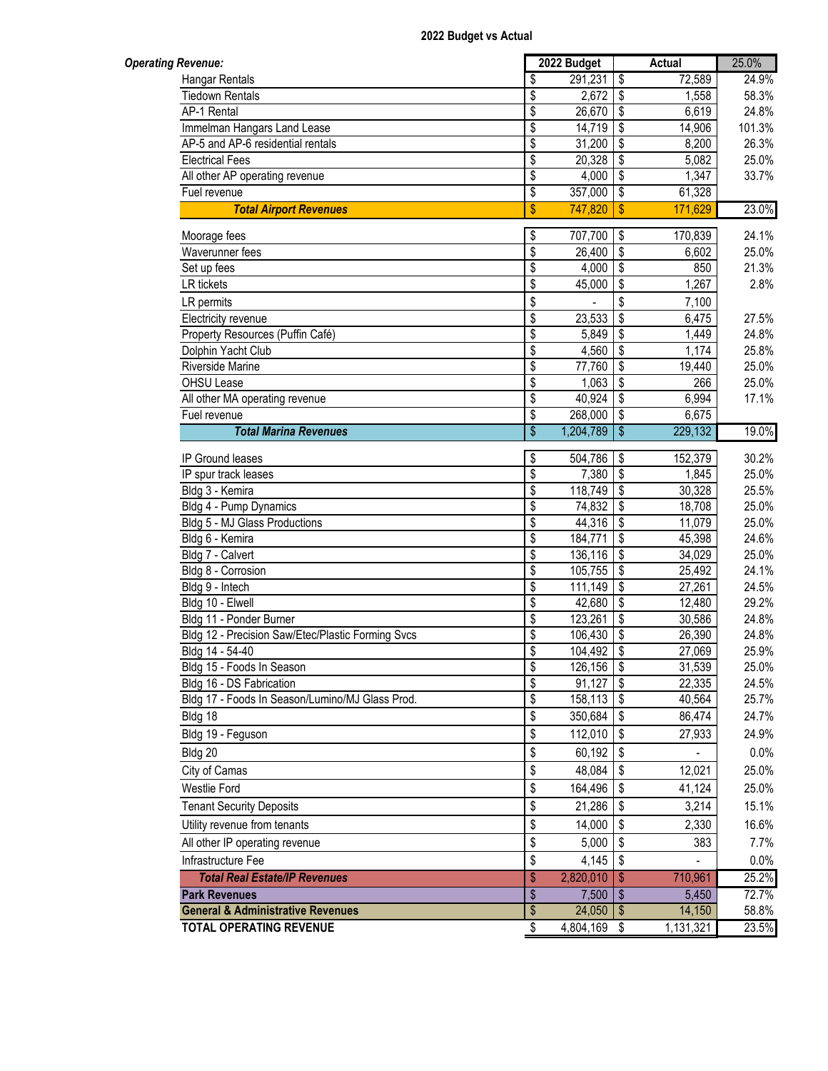**2022 Budget vs Actual**

| *Operating Revenue:* | 2022 Budget | Actual | 25.0% |
|---|---|---|---|
| Hangar Rentals | $ 291,231 | $ 72,589 | 24.9% |
| Tiedown Rentals | $ 2,672 | $ 1,558 | 58.3% |
| AP-1 Rental | $ 26,670 | $ 6,619 | 24.8% |
| Immelman Hangars Land Lease | $ 14,719 | $ 14,906 | 101.3% |
| AP-5 and AP-6 residential rentals | $ 31,200 | $ 8,200 | 26.3% |
| Electrical Fees | $ 20,328 | $ 5,082 | 25.0% |
| All other AP operating revenue | $ 4,000 | $ 1,347 | 33.7% |
| Fuel revenue | $ 357,000 | $ 61,328 | |
| ***Total Airport Revenues*** | $ 747,820 | $ 171,629 | 23.0% |
| Moorage fees | $ 707,700 | $ 170,839 | 24.1% |
| Waverunner fees | $ 26,400 | $ 6,602 | 25.0% |
| Set up fees | $ 4,000 | $ 850 | 21.3% |
| LR tickets | $ 45,000 | $ 1,267 | 2.8% |
| LR permits | $ - | $ 7,100 | |
| Electricity revenue | $ 23,533 | $ 6,475 | 27.5% |
| Property Resources (Puffin Café) | $ 5,849 | $ 1,449 | 24.8% |
| Dolphin Yacht Club | $ 4,560 | $ 1,174 | 25.8% |
| Riverside Marine | $ 77,760 | $ 19,440 | 25.0% |
| OHSU Lease | $ 1,063 | $ 266 | 25.0% |
| All other MA operating revenue | $ 40,924 | $ 6,994 | 17.1% |
| Fuel revenue | $ 268,000 | $ 6,675 | |
| ***Total Marina Revenues*** | $ 1,204,789 | $ 229,132 | 19.0% |
| IP Ground leases | $ 504,786 | $ 152,379 | 30.2% |
| IP spur track leases | $ 7,380 | $ 1,845 | 25.0% |
| Bldg 3 - Kemira | $ 118,749 | $ 30,328 | 25.5% |
| Bldg 4 - Pump Dynamics | $ 74,832 | $ 18,708 | 25.0% |
| Bldg 5 - MJ Glass Productions | $ 44,316 | $ 11,079 | 25.0% |
| Bldg 6 - Kemira | $ 184,771 | $ 45,398 | 24.6% |
| Bldg 7 - Calvert | $ 136,116 | $ 34,029 | 25.0% |
| Bldg 8 - Corrosion | $ 105,755 | $ 25,492 | 24.1% |
| Bldg 9 - Intech | $ 111,149 | $ 27,261 | 24.5% |
| Bldg 10 - Elwell | $ 42,680 | $ 12,480 | 29.2% |
| Bldg 11 - Ponder Burner | $ 123,261 | $ 30,586 | 24.8% |
| Bldg 12 - Precision Saw/Etec/Plastic Forming Svcs | $ 106,430 | $ 26,390 | 24.8% |
| Bldg 14 - 54-40 | $ 104,492 | $ 27,069 | 25.9% |
| Bldg 15 - Foods In Season | $ 126,156 | $ 31,539 | 25.0% |
| Bldg 16 - DS Fabrication | $ 91,127 | $ 22,335 | 24.5% |
| Bldg 17 - Foods In Season/Lumino/MJ Glass Prod. | $ 158,113 | $ 40,564 | 25.7% |
| Bldg 18 | $ 350,684 | $ 86,474 | 24.7% |
| Bldg 19 - Feguson | $ 112,010 | $ 27,933 | 24.9% |
| Bldg 20 | $ 60,192 | $ - | 0.0% |
| City of Camas | $ 48,084 | $ 12,021 | 25.0% |
| Westlie Ford | $ 164,496 | $ 41,124 | 25.0% |
| Tenant Security Deposits | $ 21,286 | $ 3,214 | 15.1% |
| Utility revenue from tenants | $ 14,000 | $ 2,330 | 16.6% |
| All other IP operating revenue | $ 5,000 | $ 383 | 7.7% |
| Infrastructure Fee | $ 4,145 | $ - | 0.0% |
| ***Total Real Estate/IP Revenues*** | $ 2,820,010 | $ 710,961 | 25.2% |
| **Park Revenues** | $ 7,500 | $ 5,450 | 72.7% |
| **General & Administrative Revenues** | $ 24,050 | $ 14,150 | 58.8% |
| **TOTAL OPERATING REVENUE** | $ 4,804,169 | $ 1,131,321 | 23.5% |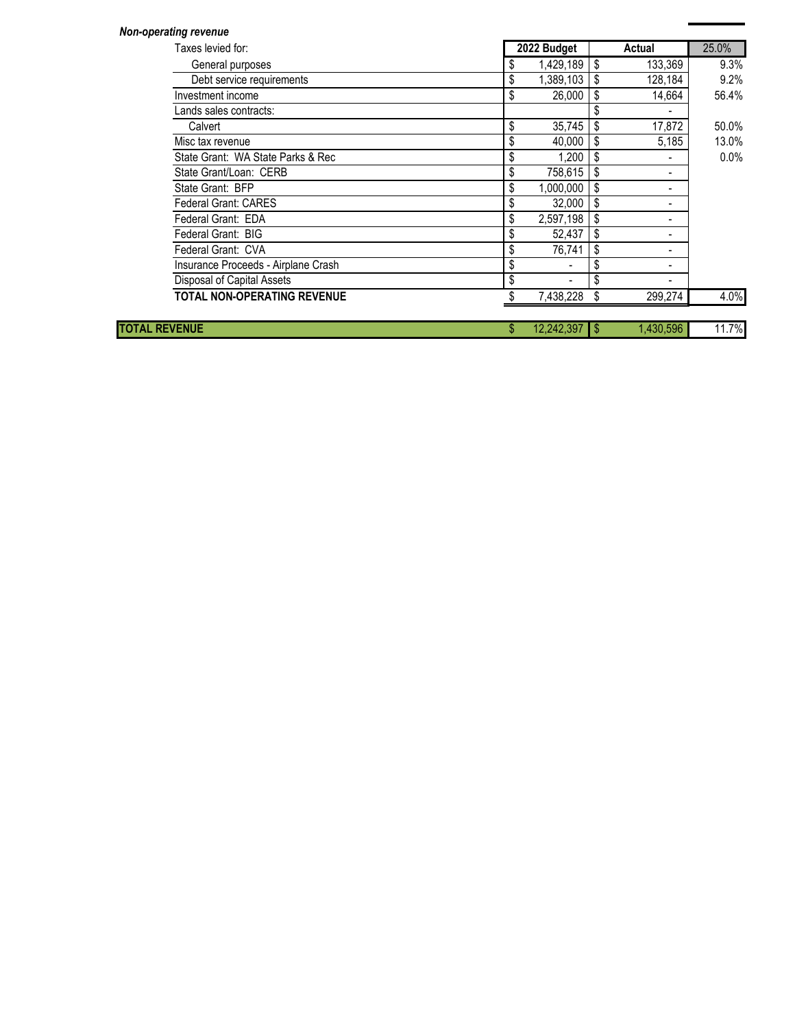***Non-operating revenue***

| | 2022 Budget | Actual | 25.0% |
|---|---|---|---|
| Taxes levied for: | | | |
| General purposes | $ 1,429,189 | $ 133,369 | 9.3% |
| Debt service requirements | $ 1,389,103 | $ 128,184 | 9.2% |
| Investment income | $ 26,000 | $ 14,664 | 56.4% |
| Lands sales contracts: | | $ - | |
| Calvert | $ 35,745 | $ 17,872 | 50.0% |
| Misc tax revenue | $ 40,000 | $ 5,185 | 13.0% |
| State Grant: WA State Parks & Rec | $ 1,200 | $ - | 0.0% |
| State Grant/Loan: CERB | $ 758,615 | $ - | |
| State Grant: BFP | $ 1,000,000 | $ - | |
| Federal Grant: CARES | $ 32,000 | $ - | |
| Federal Grant: EDA | $ 2,597,198 | $ - | |
| Federal Grant: BIG | $ 52,437 | $ - | |
| Federal Grant: CVA | $ 76,741 | $ - | |
| Insurance Proceeds - Airplane Crash | $ - | $ - | |
| Disposal of Capital Assets | $ - | $ - | |
| **TOTAL NON-OPERATING REVENUE** | $ 7,438,228 | $ 299,274 | 4.0% |
| | | | |
| **TOTAL REVENUE** | $ 12,242,397 | $ 1,430,596 | 11.7% |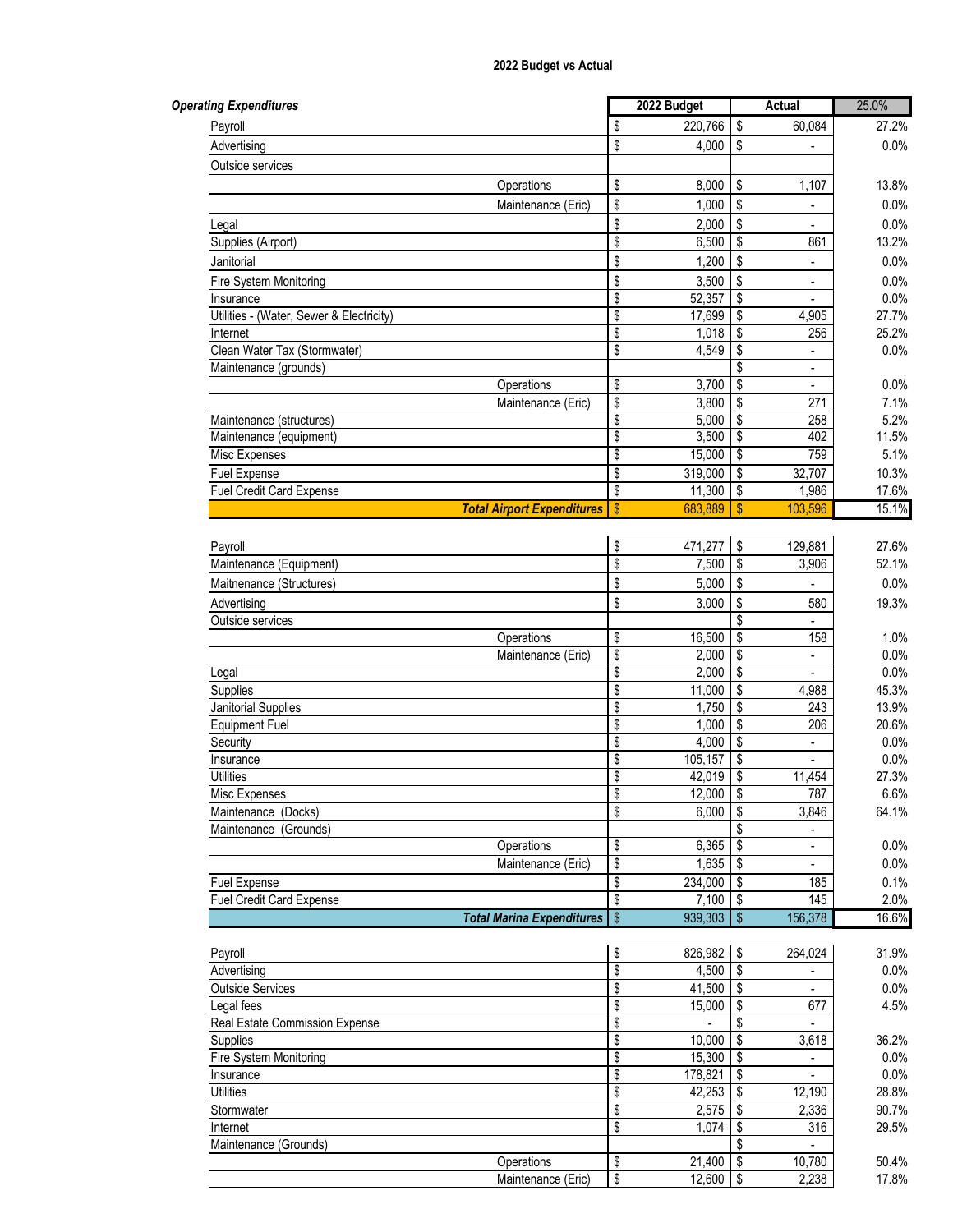## 2022 Budget vs Actual

| *Operating Expenditures* | 2022 Budget | Actual | 25.0% |
|---|---|---|---|
| Payroll | $ 220,766 | $ 60,084 | 27.2% |
| Advertising | $ 4,000 | $ - | 0.0% |
| Outside services | | | |
| Operations | $ 8,000 | $ 1,107 | 13.8% |
| Maintenance (Eric) | $ 1,000 | $ - | 0.0% |
| Legal | $ 2,000 | $ - | 0.0% |
| Supplies (Airport) | $ 6,500 | $ 861 | 13.2% |
| Janitorial | $ 1,200 | $ - | 0.0% |
| Fire System Monitoring | $ 3,500 | $ - | 0.0% |
| Insurance | $ 52,357 | $ - | 0.0% |
| Utilities - (Water, Sewer & Electricity) | $ 17,699 | $ 4,905 | 27.7% |
| Internet | $ 1,018 | $ 256 | 25.2% |
| Clean Water Tax (Stormwater) | $ 4,549 | $ - | 0.0% |
| Maintenance (grounds) | | $ - | |
| Operations | $ 3,700 | $ - | 0.0% |
| Maintenance (Eric) | $ 3,800 | $ 271 | 7.1% |
| Maintenance (structures) | $ 5,000 | $ 258 | 5.2% |
| Maintenance (equipment) | $ 3,500 | $ 402 | 11.5% |
| Misc Expenses | $ 15,000 | $ 759 | 5.1% |
| Fuel Expense | $ 319,000 | $ 32,707 | 10.3% |
| Fuel Credit Card Expense | $ 11,300 | $ 1,986 | 17.6% |
| ***Total Airport Expenditures*** | $ 683,889 | $ 103,596 | 15.1% |
| | | | |
| Payroll | $ 471,277 | $ 129,881 | 27.6% |
| Maintenance (Equipment) | $ 7,500 | $ 3,906 | 52.1% |
| Maitnenance (Structures) | $ 5,000 | $ - | 0.0% |
| Advertising | $ 3,000 | $ 580 | 19.3% |
| Outside services | | $ - | |
| Operations | $ 16,500 | $ 158 | 1.0% |
| Maintenance (Eric) | $ 2,000 | $ - | 0.0% |
| Legal | $ 2,000 | $ - | 0.0% |
| Supplies | $ 11,000 | $ 4,988 | 45.3% |
| Janitorial Supplies | $ 1,750 | $ 243 | 13.9% |
| Equipment Fuel | $ 1,000 | $ 206 | 20.6% |
| Security | $ 4,000 | $ - | 0.0% |
| Insurance | $ 105,157 | $ - | 0.0% |
| Utilities | $ 42,019 | $ 11,454 | 27.3% |
| Misc Expenses | $ 12,000 | $ 787 | 6.6% |
| Maintenance (Docks) | $ 6,000 | $ 3,846 | 64.1% |
| Maintenance (Grounds) | | $ - | |
| Operations | $ 6,365 | $ - | 0.0% |
| Maintenance (Eric) | $ 1,635 | $ - | 0.0% |
| Fuel Expense | $ 234,000 | $ 185 | 0.1% |
| Fuel Credit Card Expense | $ 7,100 | $ 145 | 2.0% |
| ***Total Marina Expenditures*** | $ 939,303 | $ 156,378 | 16.6% |
| | | | |
| Payroll | $ 826,982 | $ 264,024 | 31.9% |
| Advertising | $ 4,500 | $ - | 0.0% |
| Outside Services | $ 41,500 | $ - | 0.0% |
| Legal fees | $ 15,000 | $ 677 | 4.5% |
| Real Estate Commission Expense | $ - | $ - | |
| Supplies | $ 10,000 | $ 3,618 | 36.2% |
| Fire System Monitoring | $ 15,300 | $ - | 0.0% |
| Insurance | $ 178,821 | $ - | 0.0% |
| Utilities | $ 42,253 | $ 12,190 | 28.8% |
| Stormwater | $ 2,575 | $ 2,336 | 90.7% |
| Internet | $ 1,074 | $ 316 | 29.5% |
| Maintenance (Grounds) | | $ - | |
| Operations | $ 21,400 | $ 10,780 | 50.4% |
| Maintenance (Eric) | $ 12,600 | $ 2,238 | 17.8% |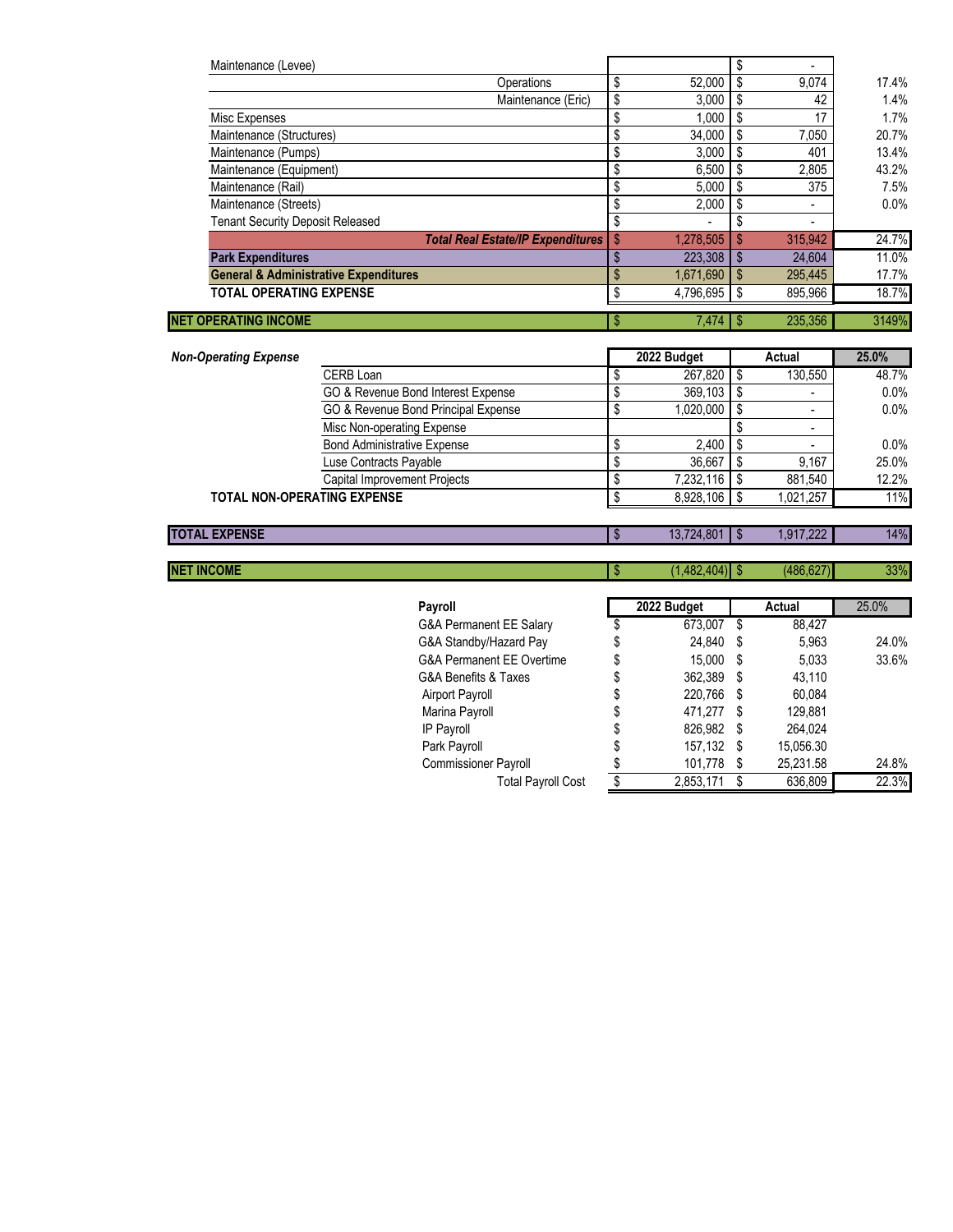| | | | |
|---|---|---|---|
| Maintenance (Levee) | | $ - | |
| Operations | $ 52,000 | $ 9,074 | 17.4% |
| Maintenance (Eric) | $ 3,000 | $ 42 | 1.4% |
| Misc Expenses | $ 1,000 | $ 17 | 1.7% |
| Maintenance (Structures) | $ 34,000 | $ 7,050 | 20.7% |
| Maintenance (Pumps) | $ 3,000 | $ 401 | 13.4% |
| Maintenance (Equipment) | $ 6,500 | $ 2,805 | 43.2% |
| Maintenance (Rail) | $ 5,000 | $ 375 | 7.5% |
| Maintenance (Streets) | $ 2,000 | $ - | 0.0% |
| Tenant Security Deposit Released | $ - | $ - | |
| ***Total Real Estate/IP Expenditures*** | $ 1,278,505 | $ 315,942 | 24.7% |
| **Park Expenditures** | $ 223,308 | $ 24,604 | 11.0% |
| **General & Administrative Expenditures** | $ 1,671,690 | $ 295,445 | 17.7% |
| **TOTAL OPERATING EXPENSE** | $ 4,796,695 | $ 895,966 | 18.7% |
| | | | |
| **NET OPERATING INCOME** | $ 7,474 | $ 235,356 | 3149% |

| ***Non-Operating Expense*** | **2022 Budget** | **Actual** | **25.0%** |
|---|---|---|---|
| CERB Loan | $ 267,820 | $ 130,550 | 48.7% |
| GO & Revenue Bond Interest Expense | $ 369,103 | $ - | 0.0% |
| GO & Revenue Bond Principal Expense | $ 1,020,000 | $ - | 0.0% |
| Misc Non-operating Expense | | $ - | |
| Bond Administrative Expense | $ 2,400 | $ - | 0.0% |
| Luse Contracts Payable | $ 36,667 | $ 9,167 | 25.0% |
| Capital Improvement Projects | $ 7,232,116 | $ 881,540 | 12.2% |
| **TOTAL NON-OPERATING EXPENSE** | $ 8,928,106 | $ 1,021,257 | 11% |
| | | | |
| **TOTAL EXPENSE** | $ 13,724,801 | $ 1,917,222 | 14% |
| | | | |
| **NET INCOME** | $ (1,482,404) | $ (486,627) | 33% |

| **Payroll** | **2022 Budget** | **Actual** | 25.0% |
|---|---|---|---|
| G&A Permanent EE Salary | $ 673,007 | $ 88,427 | |
| G&A Standby/Hazard Pay | $ 24,840 | $ 5,963 | 24.0% |
| G&A Permanent EE Overtime | $ 15,000 | $ 5,033 | 33.6% |
| G&A Benefits & Taxes | $ 362,389 | $ 43,110 | |
| Airport Payroll | $ 220,766 | $ 60,084 | |
| Marina Payroll | $ 471,277 | $ 129,881 | |
| IP Payroll | $ 826,982 | $ 264,024 | |
| Park Payroll | $ 157,132 | $ 15,056.30 | |
| Commissioner Payroll | $ 101,778 | $ 25,231.58 | 24.8% |
| Total Payroll Cost | $ 2,853,171 | $ 636,809 | 22.3% |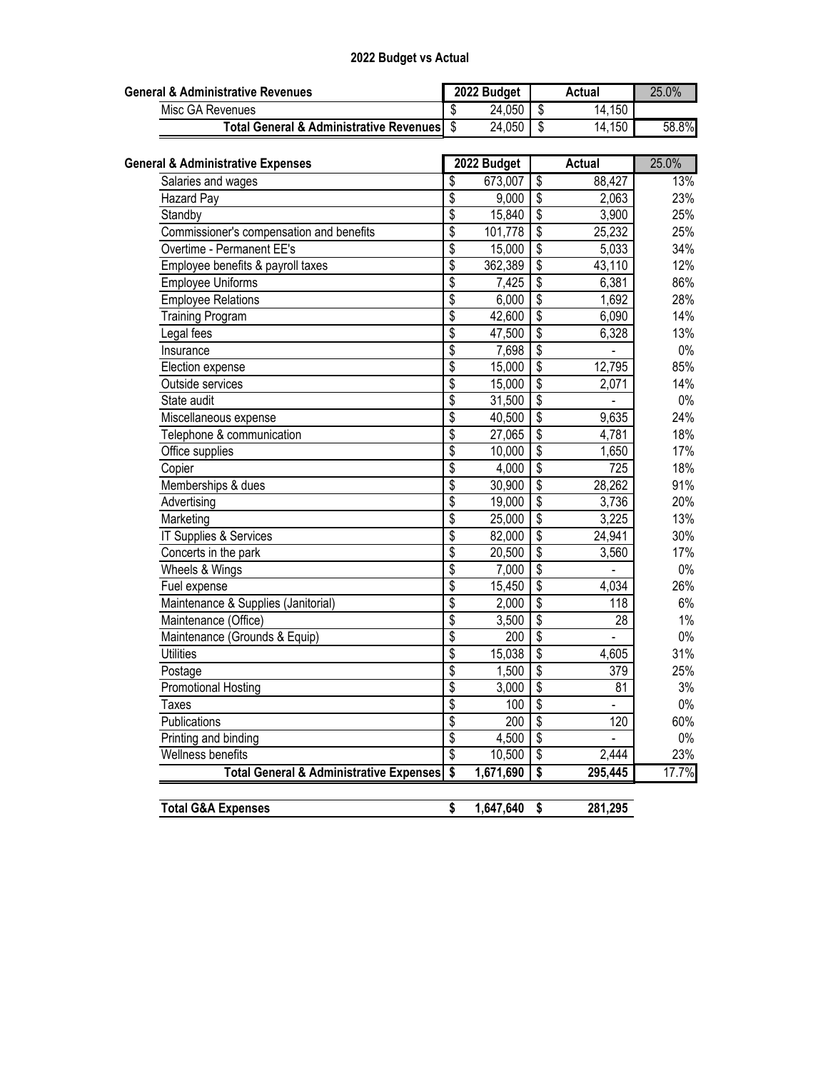# 2022 Budget vs Actual

| General & Administrative Revenues | 2022 Budget | Actual | 25.0% |
|---|---|---|---|
| Misc GA Revenues | $ 24,050 | $ 14,150 | |
| **Total General & Administrative Revenues** | $ 24,050 | $ 14,150 | 58.8% |

| General & Administrative Expenses | 2022 Budget | Actual | 25.0% |
|---|---|---|---|
| Salaries and wages | $ 673,007 | $ 88,427 | 13% |
| Hazard Pay | $ 9,000 | $ 2,063 | 23% |
| Standby | $ 15,840 | $ 3,900 | 25% |
| Commissioner's compensation and benefits | $ 101,778 | $ 25,232 | 25% |
| Overtime - Permanent EE's | $ 15,000 | $ 5,033 | 34% |
| Employee benefits & payroll taxes | $ 362,389 | $ 43,110 | 12% |
| Employee Uniforms | $ 7,425 | $ 6,381 | 86% |
| Employee Relations | $ 6,000 | $ 1,692 | 28% |
| Training Program | $ 42,600 | $ 6,090 | 14% |
| Legal fees | $ 47,500 | $ 6,328 | 13% |
| Insurance | $ 7,698 | $ - | 0% |
| Election expense | $ 15,000 | $ 12,795 | 85% |
| Outside services | $ 15,000 | $ 2,071 | 14% |
| State audit | $ 31,500 | $ - | 0% |
| Miscellaneous expense | $ 40,500 | $ 9,635 | 24% |
| Telephone & communication | $ 27,065 | $ 4,781 | 18% |
| Office supplies | $ 10,000 | $ 1,650 | 17% |
| Copier | $ 4,000 | $ 725 | 18% |
| Memberships & dues | $ 30,900 | $ 28,262 | 91% |
| Advertising | $ 19,000 | $ 3,736 | 20% |
| Marketing | $ 25,000 | $ 3,225 | 13% |
| IT Supplies & Services | $ 82,000 | $ 24,941 | 30% |
| Concerts in the park | $ 20,500 | $ 3,560 | 17% |
| Wheels & Wings | $ 7,000 | $ - | 0% |
| Fuel expense | $ 15,450 | $ 4,034 | 26% |
| Maintenance & Supplies (Janitorial) | $ 2,000 | $ 118 | 6% |
| Maintenance (Office) | $ 3,500 | $ 28 | 1% |
| Maintenance (Grounds & Equip) | $ 200 | $ - | 0% |
| Utilities | $ 15,038 | $ 4,605 | 31% |
| Postage | $ 1,500 | $ 379 | 25% |
| Promotional Hosting | $ 3,000 | $ 81 | 3% |
| Taxes | $ 100 | $ - | 0% |
| Publications | $ 200 | $ 120 | 60% |
| Printing and binding | $ 4,500 | $ - | 0% |
| Wellness benefits | $ 10,500 | $ 2,444 | 23% |
| **Total General & Administrative Expenses** | **$ 1,671,690** | **$ 295,445** | 17.7% |

| | | |
|---|---|---|
| **Total G&A Expenses** | **$ 1,647,640** | **$ 281,295** |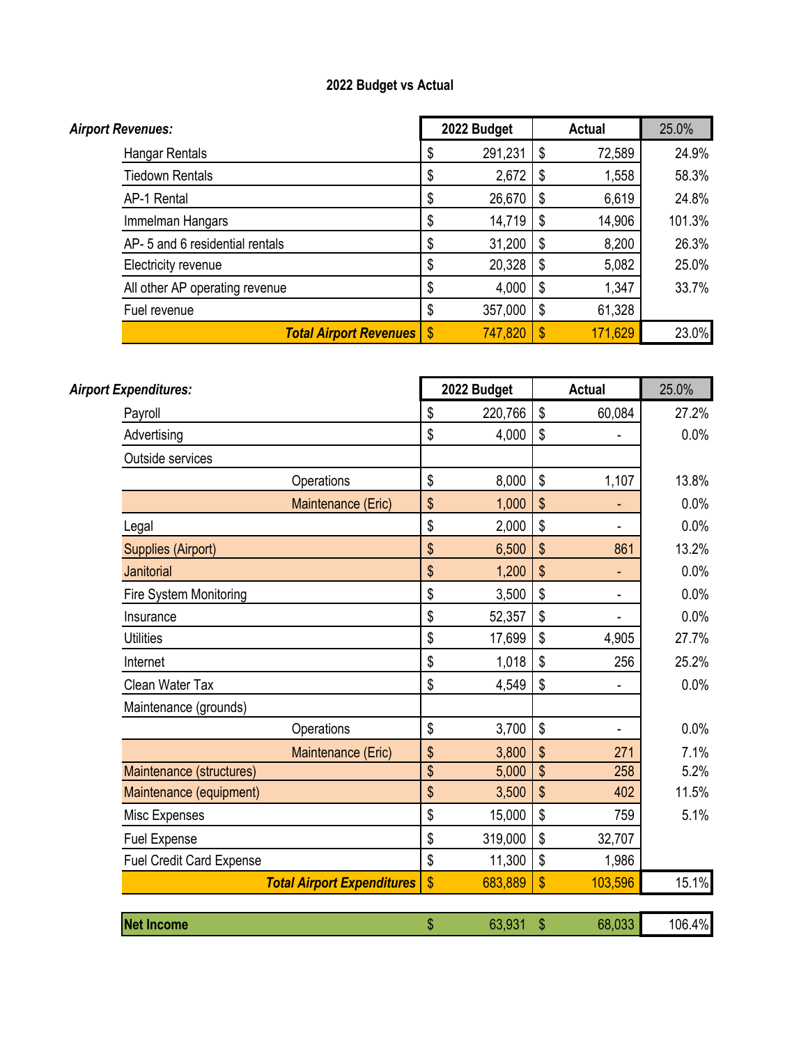## 2022 Budget vs Actual

| *Airport Revenues:* | 2022 Budget | Actual | 25.0% |
|---|---|---|---|
| Hangar Rentals | $ 291,231 | $ 72,589 | 24.9% |
| Tiedown Rentals | $ 2,672 | $ 1,558 | 58.3% |
| AP-1 Rental | $ 26,670 | $ 6,619 | 24.8% |
| Immelman Hangars | $ 14,719 | $ 14,906 | 101.3% |
| AP- 5 and 6 residential rentals | $ 31,200 | $ 8,200 | 26.3% |
| Electricity revenue | $ 20,328 | $ 5,082 | 25.0% |
| All other AP operating revenue | $ 4,000 | $ 1,347 | 33.7% |
| Fuel revenue | $ 357,000 | $ 61,328 | |
| ***Total Airport Revenues*** | $ 747,820 | $ 171,629 | 23.0% |

| *Airport Expenditures:* | 2022 Budget | Actual | 25.0% |
|---|---|---|---|
| Payroll | $ 220,766 | $ 60,084 | 27.2% |
| Advertising | $ 4,000 | $ - | 0.0% |
| Outside services | | | |
| Operations | $ 8,000 | $ 1,107 | 13.8% |
| Maintenance (Eric) | $ 1,000 | $ - | 0.0% |
| Legal | $ 2,000 | $ - | 0.0% |
| Supplies (Airport) | $ 6,500 | $ 861 | 13.2% |
| Janitorial | $ 1,200 | $ - | 0.0% |
| Fire System Monitoring | $ 3,500 | $ - | 0.0% |
| Insurance | $ 52,357 | $ - | 0.0% |
| Utilities | $ 17,699 | $ 4,905 | 27.7% |
| Internet | $ 1,018 | $ 256 | 25.2% |
| Clean Water Tax | $ 4,549 | $ - | 0.0% |
| Maintenance (grounds) | | | |
| Operations | $ 3,700 | $ - | 0.0% |
| Maintenance (Eric) | $ 3,800 | $ 271 | 7.1% |
| Maintenance (structures) | $ 5,000 | $ 258 | 5.2% |
| Maintenance (equipment) | $ 3,500 | $ 402 | 11.5% |
| Misc Expenses | $ 15,000 | $ 759 | 5.1% |
| Fuel Expense | $ 319,000 | $ 32,707 | |
| Fuel Credit Card Expense | $ 11,300 | $ 1,986 | |
| ***Total Airport Expenditures*** | $ 683,889 | $ 103,596 | 15.1% |
| **Net Income** | $ 63,931 | $ 68,033 | 106.4% |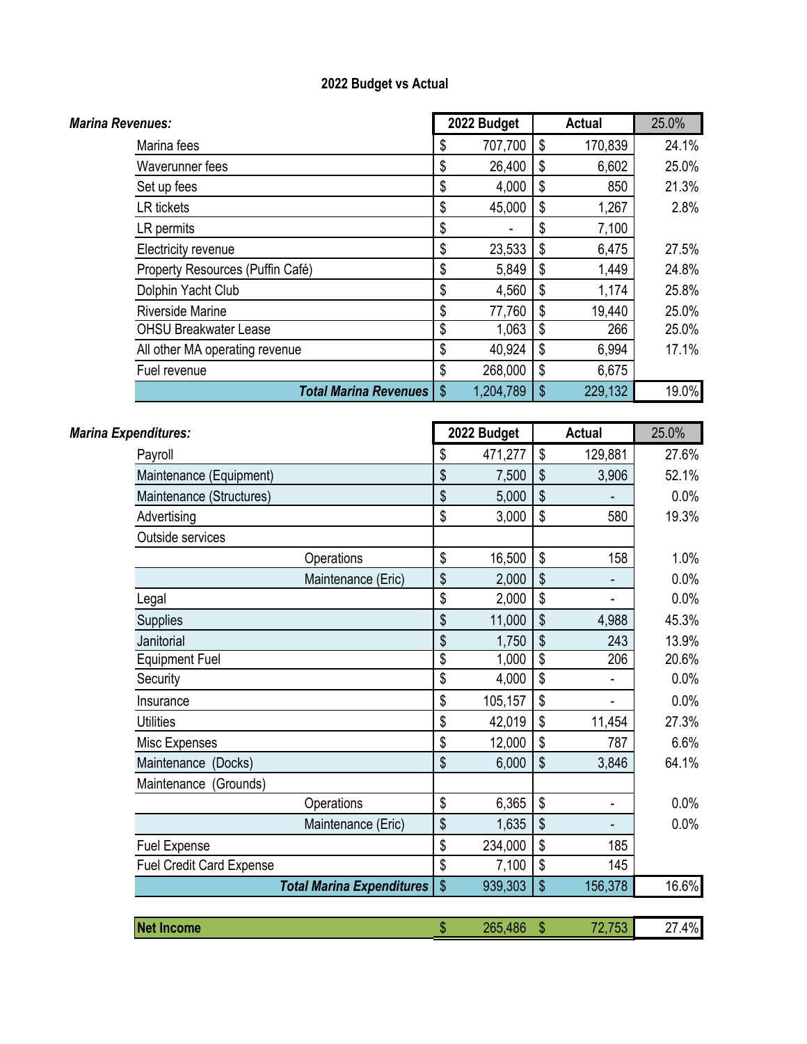# 2022 Budget vs Actual

| *Marina Revenues:* | 2022 Budget | Actual | 25.0% |
|---|---|---|---|
| Marina fees | $ 707,700 | $ 170,839 | 24.1% |
| Waverunner fees | $ 26,400 | $ 6,602 | 25.0% |
| Set up fees | $ 4,000 | $ 850 | 21.3% |
| LR tickets | $ 45,000 | $ 1,267 | 2.8% |
| LR permits | $ - | $ 7,100 | |
| Electricity revenue | $ 23,533 | $ 6,475 | 27.5% |
| Property Resources (Puffin Café) | $ 5,849 | $ 1,449 | 24.8% |
| Dolphin Yacht Club | $ 4,560 | $ 1,174 | 25.8% |
| Riverside Marine | $ 77,760 | $ 19,440 | 25.0% |
| OHSU Breakwater Lease | $ 1,063 | $ 266 | 25.0% |
| All other MA operating revenue | $ 40,924 | $ 6,994 | 17.1% |
| Fuel revenue | $ 268,000 | $ 6,675 | |
| ***Total Marina Revenues*** | $ 1,204,789 | $ 229,132 | 19.0% |

| *Marina Expenditures:* | 2022 Budget | Actual | 25.0% |
|---|---|---|---|
| Payroll | $ 471,277 | $ 129,881 | 27.6% |
| Maintenance (Equipment) | $ 7,500 | $ 3,906 | 52.1% |
| Maintenance (Structures) | $ 5,000 | $ - | 0.0% |
| Advertising | $ 3,000 | $ 580 | 19.3% |
| Outside services | | | |
| Operations | $ 16,500 | $ 158 | 1.0% |
| Maintenance (Eric) | $ 2,000 | $ - | 0.0% |
| Legal | $ 2,000 | $ - | 0.0% |
| Supplies | $ 11,000 | $ 4,988 | 45.3% |
| Janitorial | $ 1,750 | $ 243 | 13.9% |
| Equipment Fuel | $ 1,000 | $ 206 | 20.6% |
| Security | $ 4,000 | $ - | 0.0% |
| Insurance | $ 105,157 | $ - | 0.0% |
| Utilities | $ 42,019 | $ 11,454 | 27.3% |
| Misc Expenses | $ 12,000 | $ 787 | 6.6% |
| Maintenance (Docks) | $ 6,000 | $ 3,846 | 64.1% |
| Maintenance (Grounds) | | | |
| Operations | $ 6,365 | $ - | 0.0% |
| Maintenance (Eric) | $ 1,635 | $ - | 0.0% |
| Fuel Expense | $ 234,000 | $ 185 | |
| Fuel Credit Card Expense | $ 7,100 | $ 145 | |
| ***Total Marina Expenditures*** | $ 939,303 | $ 156,378 | 16.6% |
| **Net Income** | $ 265,486 | $ 72,753 | 27.4% |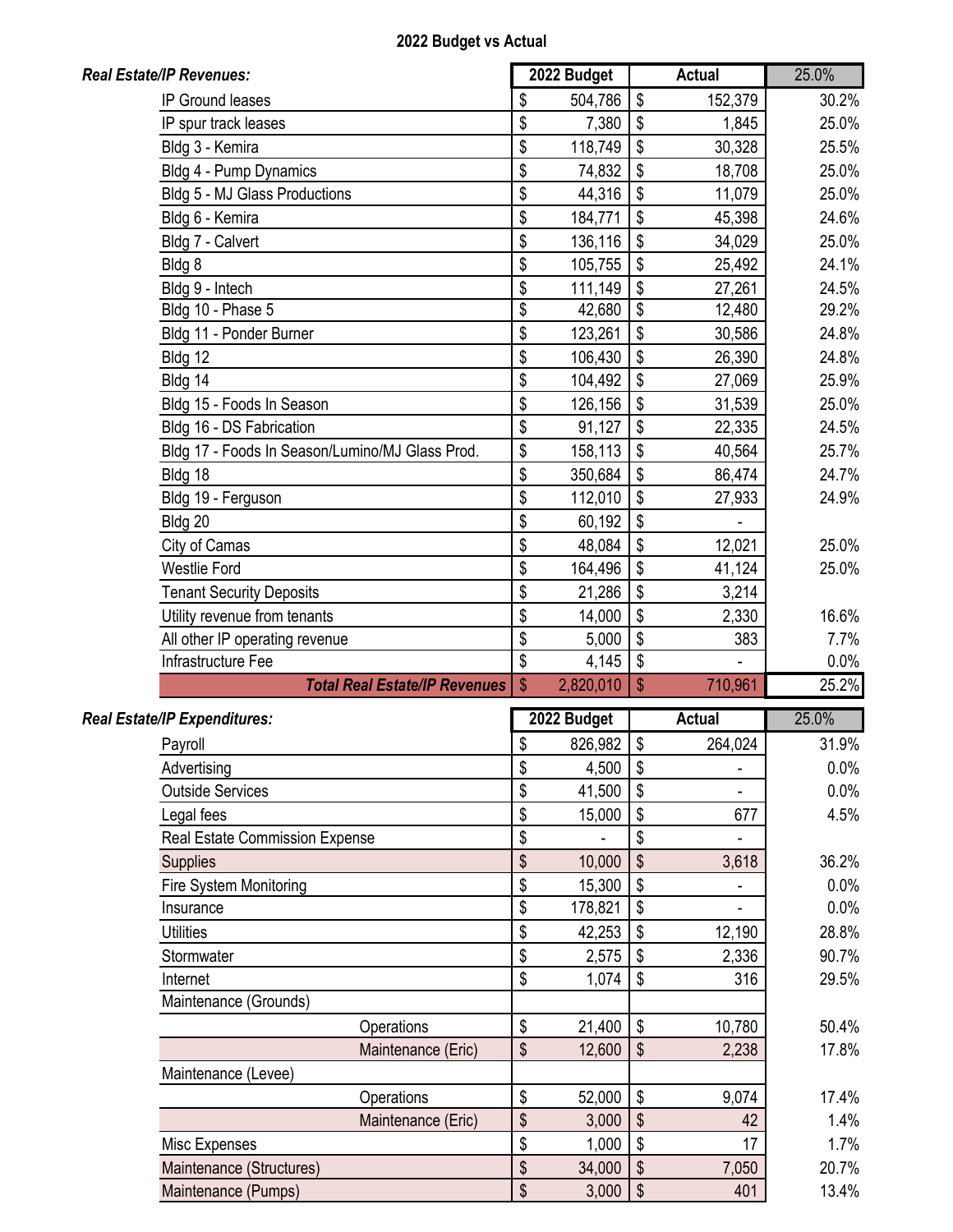**2022 Budget vs Actual**

| *Real Estate/IP Revenues:* | 2022 Budget | Actual | 25.0% |
|---|---|---|---|
| IP Ground leases | $ 504,786 | $ 152,379 | 30.2% |
| IP spur track leases | $ 7,380 | $ 1,845 | 25.0% |
| Bldg 3 - Kemira | $ 118,749 | $ 30,328 | 25.5% |
| Bldg 4 - Pump Dynamics | $ 74,832 | $ 18,708 | 25.0% |
| Bldg 5 - MJ Glass Productions | $ 44,316 | $ 11,079 | 25.0% |
| Bldg 6 - Kemira | $ 184,771 | $ 45,398 | 24.6% |
| Bldg 7 - Calvert | $ 136,116 | $ 34,029 | 25.0% |
| Bldg 8 | $ 105,755 | $ 25,492 | 24.1% |
| Bldg 9 - Intech | $ 111,149 | $ 27,261 | 24.5% |
| Bldg 10 - Phase 5 | $ 42,680 | $ 12,480 | 29.2% |
| Bldg 11 - Ponder Burner | $ 123,261 | $ 30,586 | 24.8% |
| Bldg 12 | $ 106,430 | $ 26,390 | 24.8% |
| Bldg 14 | $ 104,492 | $ 27,069 | 25.9% |
| Bldg 15 - Foods In Season | $ 126,156 | $ 31,539 | 25.0% |
| Bldg 16 - DS Fabrication | $ 91,127 | $ 22,335 | 24.5% |
| Bldg 17 - Foods In Season/Lumino/MJ Glass Prod. | $ 158,113 | $ 40,564 | 25.7% |
| Bldg 18 | $ 350,684 | $ 86,474 | 24.7% |
| Bldg 19 - Ferguson | $ 112,010 | $ 27,933 | 24.9% |
| Bldg 20 | $ 60,192 | $ - | |
| City of Camas | $ 48,084 | $ 12,021 | 25.0% |
| Westlie Ford | $ 164,496 | $ 41,124 | 25.0% |
| Tenant Security Deposits | $ 21,286 | $ 3,214 | |
| Utility revenue from tenants | $ 14,000 | $ 2,330 | 16.6% |
| All other IP operating revenue | $ 5,000 | $ 383 | 7.7% |
| Infrastructure Fee | $ 4,145 | $ - | 0.0% |
| ***Total Real Estate/IP Revenues*** | $ 2,820,010 | $ 710,961 | 25.2% |

| *Real Estate/IP Expenditures:* | 2022 Budget | Actual | 25.0% |
|---|---|---|---|
| Payroll | $ 826,982 | $ 264,024 | 31.9% |
| Advertising | $ 4,500 | $ - | 0.0% |
| Outside Services | $ 41,500 | $ - | 0.0% |
| Legal fees | $ 15,000 | $ 677 | 4.5% |
| Real Estate Commission Expense | $ - | $ - | |
| Supplies | $ 10,000 | $ 3,618 | 36.2% |
| Fire System Monitoring | $ 15,300 | $ - | 0.0% |
| Insurance | $ 178,821 | $ - | 0.0% |
| Utilities | $ 42,253 | $ 12,190 | 28.8% |
| Stormwater | $ 2,575 | $ 2,336 | 90.7% |
| Internet | $ 1,074 | $ 316 | 29.5% |
| Maintenance (Grounds) | | | |
| Operations | $ 21,400 | $ 10,780 | 50.4% |
| Maintenance (Eric) | $ 12,600 | $ 2,238 | 17.8% |
| Maintenance (Levee) | | | |
| Operations | $ 52,000 | $ 9,074 | 17.4% |
| Maintenance (Eric) | $ 3,000 | $ 42 | 1.4% |
| Misc Expenses | $ 1,000 | $ 17 | 1.7% |
| Maintenance (Structures) | $ 34,000 | $ 7,050 | 20.7% |
| Maintenance (Pumps) | $ 3,000 | $ 401 | 13.4% |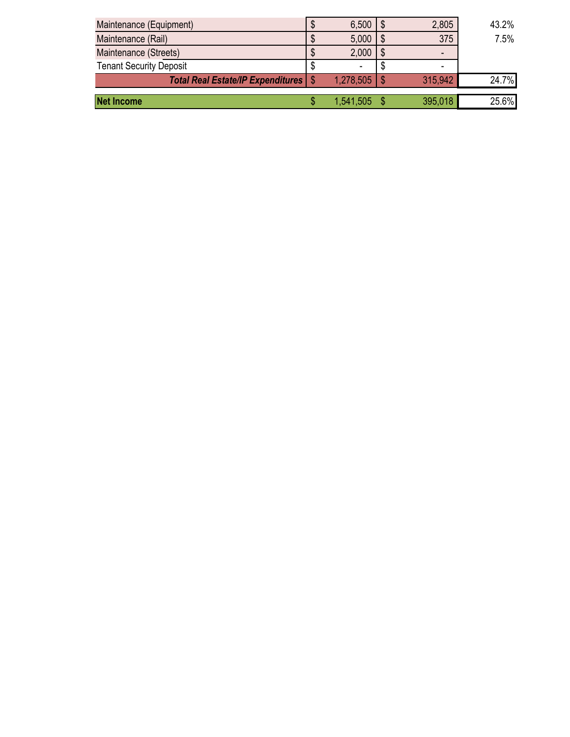| | | | |
|---|---|---|---|
| Maintenance (Equipment) | $ 6,500 | $ 2,805 | 43.2% |
| Maintenance (Rail) | $ 5,000 | $ 375 | 7.5% |
| Maintenance (Streets) | $ 2,000 | $ - | |
| Tenant Security Deposit | $ - | $ - | |
| ***Total Real Estate/IP Expenditures*** | $ 1,278,505 | $ 315,942 | 24.7% |
| **Net Income** | $ 1,541,505 | $ 395,018 | 25.6% |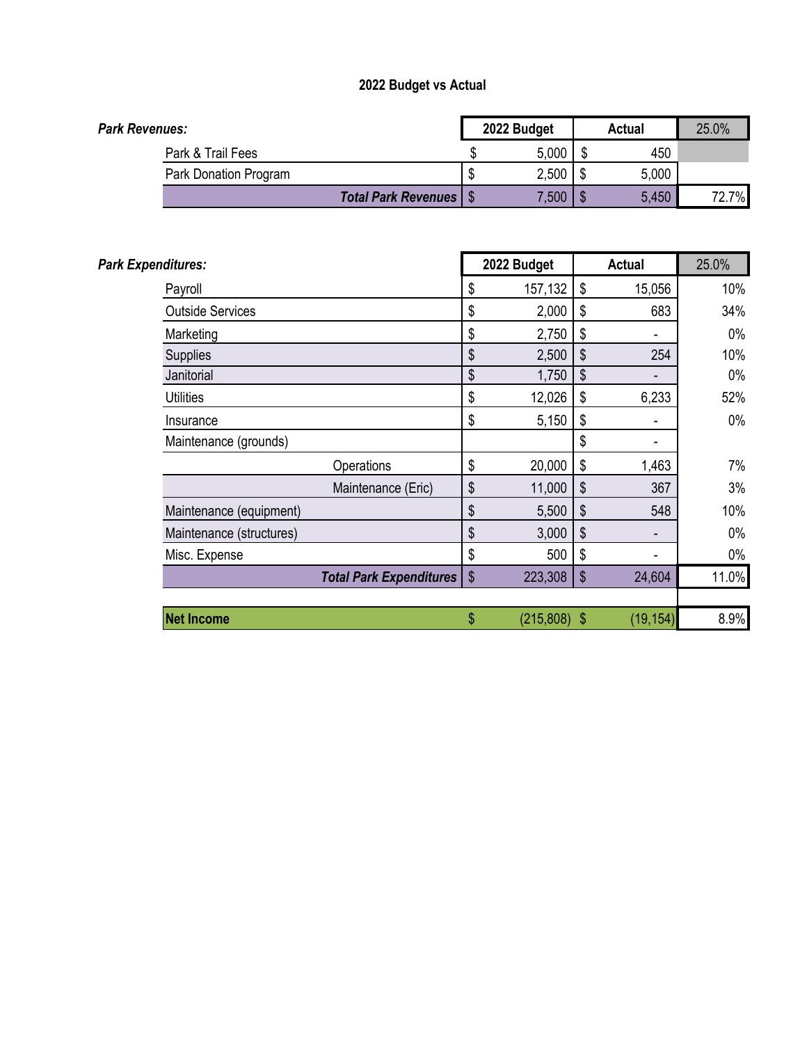## 2022 Budget vs Actual

| *Park Revenues:* | 2022 Budget | Actual | 25.0% |
|---|---|---|---|
| Park & Trail Fees | $ 5,000 | $ 450 | |
| Park Donation Program | $ 2,500 | $ 5,000 | |
| ***Total Park Revenues*** | $ 7,500 | $ 5,450 | 72.7% |

| *Park Expenditures:* | 2022 Budget | Actual | 25.0% |
|---|---|---|---|
| Payroll | $ 157,132 | $ 15,056 | 10% |
| Outside Services | $ 2,000 | $ 683 | 34% |
| Marketing | $ 2,750 | $ - | 0% |
| Supplies | $ 2,500 | $ 254 | 10% |
| Janitorial | $ 1,750 | $ - | 0% |
| Utilities | $ 12,026 | $ 6,233 | 52% |
| Insurance | $ 5,150 | $ - | 0% |
| Maintenance (grounds) | | $ - | |
| Operations | $ 20,000 | $ 1,463 | 7% |
| Maintenance (Eric) | $ 11,000 | $ 367 | 3% |
| Maintenance (equipment) | $ 5,500 | $ 548 | 10% |
| Maintenance (structures) | $ 3,000 | $ - | 0% |
| Misc. Expense | $ 500 | $ - | 0% |
| ***Total Park Expenditures*** | $ 223,308 | $ 24,604 | 11.0% |
| | | | |
| **Net Income** | $ (215,808) | $ (19,154) | 8.9% |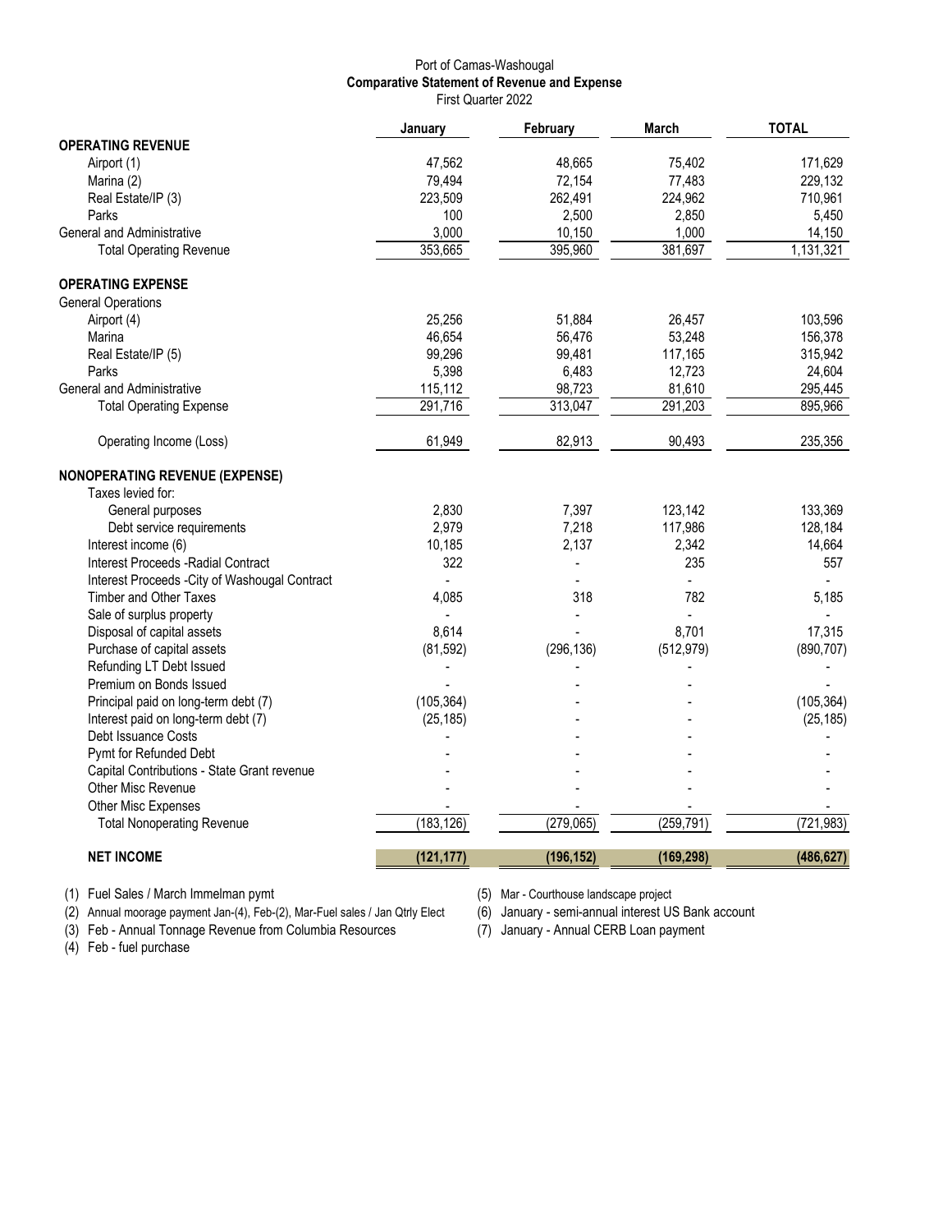# Port of Camas-Washougal

## Comparative Statement of Revenue and Expense

First Quarter 2022

| | January | February | March | TOTAL |
|---|---|---|---|---|
| **OPERATING REVENUE** | | | | |
| Airport (1) | 47,562 | 48,665 | 75,402 | 171,629 |
| Marina (2) | 79,494 | 72,154 | 77,483 | 229,132 |
| Real Estate/IP (3) | 223,509 | 262,491 | 224,962 | 710,961 |
| Parks | 100 | 2,500 | 2,850 | 5,450 |
| General and Administrative | 3,000 | 10,150 | 1,000 | 14,150 |
| Total Operating Revenue | 353,665 | 395,960 | 381,697 | 1,131,321 |
| **OPERATING EXPENSE** | | | | |
| General Operations | | | | |
| Airport (4) | 25,256 | 51,884 | 26,457 | 103,596 |
| Marina | 46,654 | 56,476 | 53,248 | 156,378 |
| Real Estate/IP (5) | 99,296 | 99,481 | 117,165 | 315,942 |
| Parks | 5,398 | 6,483 | 12,723 | 24,604 |
| General and Administrative | 115,112 | 98,723 | 81,610 | 295,445 |
| Total Operating Expense | 291,716 | 313,047 | 291,203 | 895,966 |
| Operating Income (Loss) | 61,949 | 82,913 | 90,493 | 235,356 |
| **NONOPERATING REVENUE (EXPENSE)** | | | | |
| Taxes levied for: | | | | |
| General purposes | 2,830 | 7,397 | 123,142 | 133,369 |
| Debt service requirements | 2,979 | 7,218 | 117,986 | 128,184 |
| Interest income (6) | 10,185 | 2,137 | 2,342 | 14,664 |
| Interest Proceeds -Radial Contract | 322 | - | 235 | 557 |
| Interest Proceeds -City of Washougal Contract | - | - | - | - |
| Timber and Other Taxes | 4,085 | 318 | 782 | 5,185 |
| Sale of surplus property | - | - | - | - |
| Disposal of capital assets | 8,614 | - | 8,701 | 17,315 |
| Purchase of capital assets | (81,592) | (296,136) | (512,979) | (890,707) |
| Refunding LT Debt Issued | | - | - | - |
| Premium on Bonds Issued | - | - | - | - |
| Principal paid on long-term debt (7) | (105,364) | - | - | (105,364) |
| Interest paid on long-term debt (7) | (25,185) | - | - | (25,185) |
| Debt Issuance Costs | - | - | - | - |
| Pymt for Refunded Debt | - | - | - | - |
| Capital Contributions - State Grant revenue | - | - | - | - |
| Other Misc Revenue | - | - | - | - |
| Other Misc Expenses | - | - | - | - |
| Total Nonoperating Revenue | (183,126) | (279,065) | (259,791) | (721,983) |
| **NET INCOME** | **(121,177)** | **(196,152)** | **(169,298)** | **(486,627)** |

(1) Fuel Sales / March Immelman pymt
(2) Annual moorage payment Jan-(4), Feb-(2), Mar-Fuel sales / Jan Qtrly Elect
(3) Feb - Annual Tonnage Revenue from Columbia Resources
(4) Feb - fuel purchase
(5) Mar - Courthouse landscape project
(6) January - semi-annual interest US Bank account
(7) January - Annual CERB Loan payment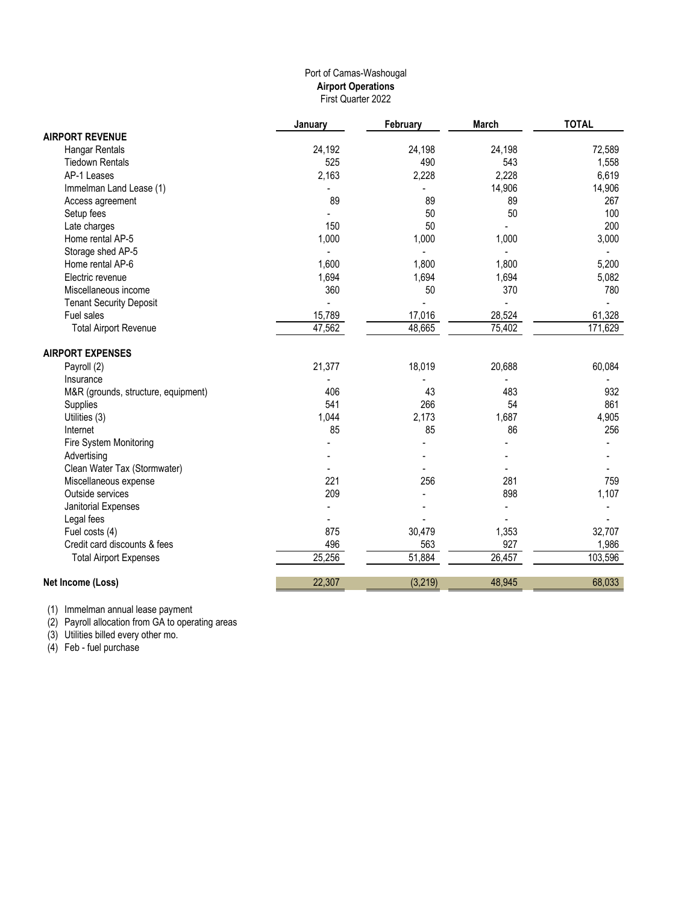Port of Camas-Washougal

**Airport Operations**

First Quarter 2022

| | January | February | March | TOTAL |
|---|---|---|---|---|
| **AIRPORT REVENUE** | | | | |
| Hangar Rentals | 24,192 | 24,198 | 24,198 | 72,589 |
| Tiedown Rentals | 525 | 490 | 543 | 1,558 |
| AP-1 Leases | 2,163 | 2,228 | 2,228 | 6,619 |
| Immelman Land Lease (1) | - | - | 14,906 | 14,906 |
| Access agreement | 89 | 89 | 89 | 267 |
| Setup fees | - | 50 | 50 | 100 |
| Late charges | 150 | 50 | - | 200 |
| Home rental AP-5 | 1,000 | 1,000 | 1,000 | 3,000 |
| Storage shed AP-5 | - | - | - | - |
| Home rental AP-6 | 1,600 | 1,800 | 1,800 | 5,200 |
| Electric revenue | 1,694 | 1,694 | 1,694 | 5,082 |
| Miscellaneous income | 360 | 50 | 370 | 780 |
| Tenant Security Deposit | - | - | - | - |
| Fuel sales | 15,789 | 17,016 | 28,524 | 61,328 |
| Total Airport Revenue | 47,562 | 48,665 | 75,402 | 171,629 |
| **AIRPORT EXPENSES** | | | | |
| Payroll (2) | 21,377 | 18,019 | 20,688 | 60,084 |
| Insurance | - | - | - | - |
| M&R (grounds, structure, equipment) | 406 | 43 | 483 | 932 |
| Supplies | 541 | 266 | 54 | 861 |
| Utilities (3) | 1,044 | 2,173 | 1,687 | 4,905 |
| Internet | 85 | 85 | 86 | 256 |
| Fire System Monitoring | - | - | - | - |
| Advertising | - | - | - | - |
| Clean Water Tax (Stormwater) | - | - | - | - |
| Miscellaneous expense | 221 | 256 | 281 | 759 |
| Outside services | 209 | - | 898 | 1,107 |
| Janitorial Expenses | - | - | - | - |
| Legal fees | - | - | - | - |
| Fuel costs (4) | 875 | 30,479 | 1,353 | 32,707 |
| Credit card discounts & fees | 496 | 563 | 927 | 1,986 |
| Total Airport Expenses | 25,256 | 51,884 | 26,457 | 103,596 |
| **Net Income (Loss)** | 22,307 | (3,219) | 48,945 | 68,033 |

(1) Immelman annual lease payment

(2) Payroll allocation from GA to operating areas

(3) Utilities billed every other mo.

(4) Feb - fuel purchase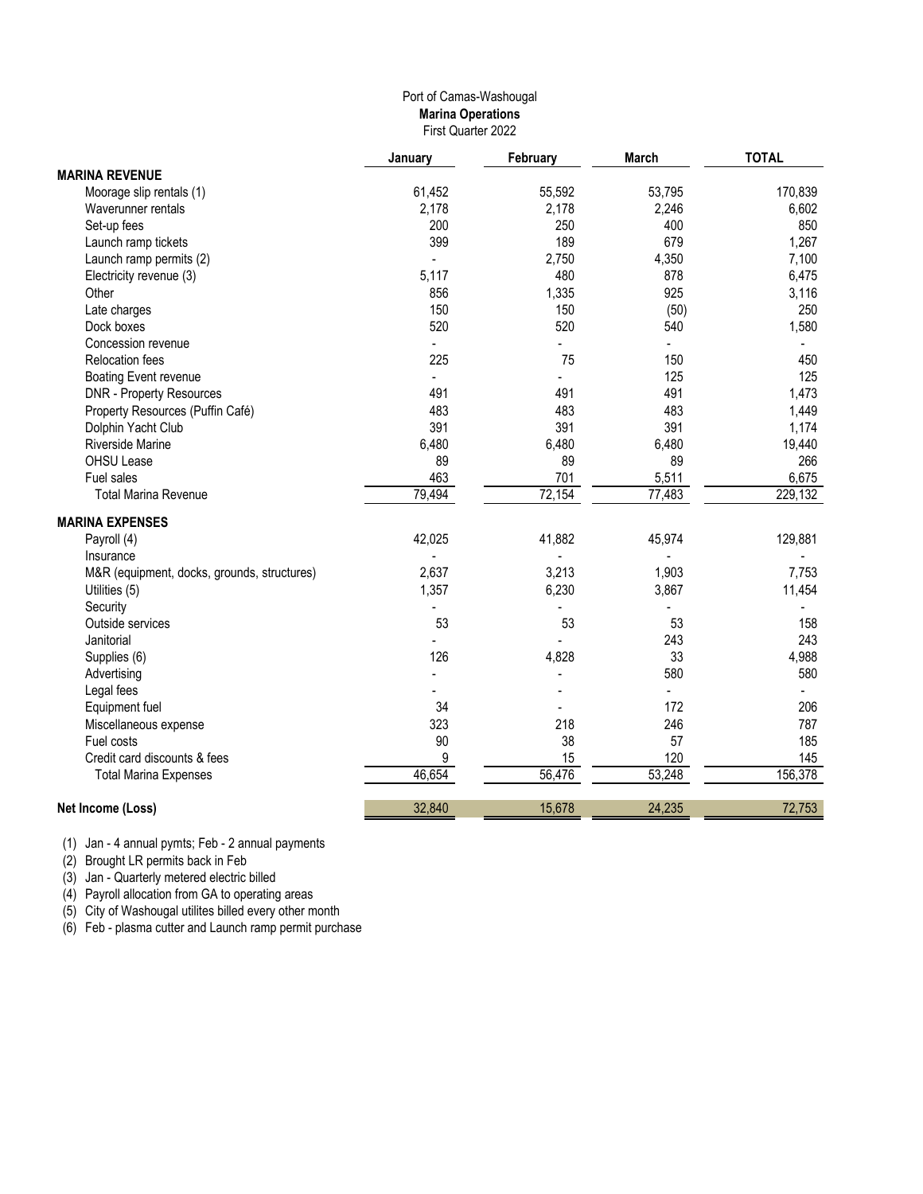Port of Camas-Washougal
**Marina Operations**
First Quarter 2022

| | January | February | March | TOTAL |
|---|---|---|---|---|
| **MARINA REVENUE** | | | | |
| Moorage slip rentals (1) | 61,452 | 55,592 | 53,795 | 170,839 |
| Waverunner rentals | 2,178 | 2,178 | 2,246 | 6,602 |
| Set-up fees | 200 | 250 | 400 | 850 |
| Launch ramp tickets | 399 | 189 | 679 | 1,267 |
| Launch ramp permits (2) | - | 2,750 | 4,350 | 7,100 |
| Electricity revenue (3) | 5,117 | 480 | 878 | 6,475 |
| Other | 856 | 1,335 | 925 | 3,116 |
| Late charges | 150 | 150 | (50) | 250 |
| Dock boxes | 520 | 520 | 540 | 1,580 |
| Concession revenue | - | - | - | - |
| Relocation fees | 225 | 75 | 150 | 450 |
| Boating Event revenue | - | - | 125 | 125 |
| DNR - Property Resources | 491 | 491 | 491 | 1,473 |
| Property Resources (Puffin Café) | 483 | 483 | 483 | 1,449 |
| Dolphin Yacht Club | 391 | 391 | 391 | 1,174 |
| Riverside Marine | 6,480 | 6,480 | 6,480 | 19,440 |
| OHSU Lease | 89 | 89 | 89 | 266 |
| Fuel sales | 463 | 701 | 5,511 | 6,675 |
| Total Marina Revenue | 79,494 | 72,154 | 77,483 | 229,132 |
| **MARINA EXPENSES** | | | | |
| Payroll (4) | 42,025 | 41,882 | 45,974 | 129,881 |
| Insurance | - | - | - | - |
| M&R (equipment, docks, grounds, structures) | 2,637 | 3,213 | 1,903 | 7,753 |
| Utilities (5) | 1,357 | 6,230 | 3,867 | 11,454 |
| Security | - | - | - | - |
| Outside services | 53 | 53 | 53 | 158 |
| Janitorial | - | - | 243 | 243 |
| Supplies (6) | 126 | 4,828 | 33 | 4,988 |
| Advertising | - | - | 580 | 580 |
| Legal fees | - | - | - | - |
| Equipment fuel | 34 | - | 172 | 206 |
| Miscellaneous expense | 323 | 218 | 246 | 787 |
| Fuel costs | 90 | 38 | 57 | 185 |
| Credit card discounts & fees | 9 | 15 | 120 | 145 |
| Total Marina Expenses | 46,654 | 56,476 | 53,248 | 156,378 |
| **Net Income (Loss)** | 32,840 | 15,678 | 24,235 | 72,753 |

(1) Jan - 4 annual pymts; Feb - 2 annual payments
(2) Brought LR permits back in Feb
(3) Jan - Quarterly metered electric billed
(4) Payroll allocation from GA to operating areas
(5) City of Washougal utilites billed every other month
(6) Feb - plasma cutter and Launch ramp permit purchase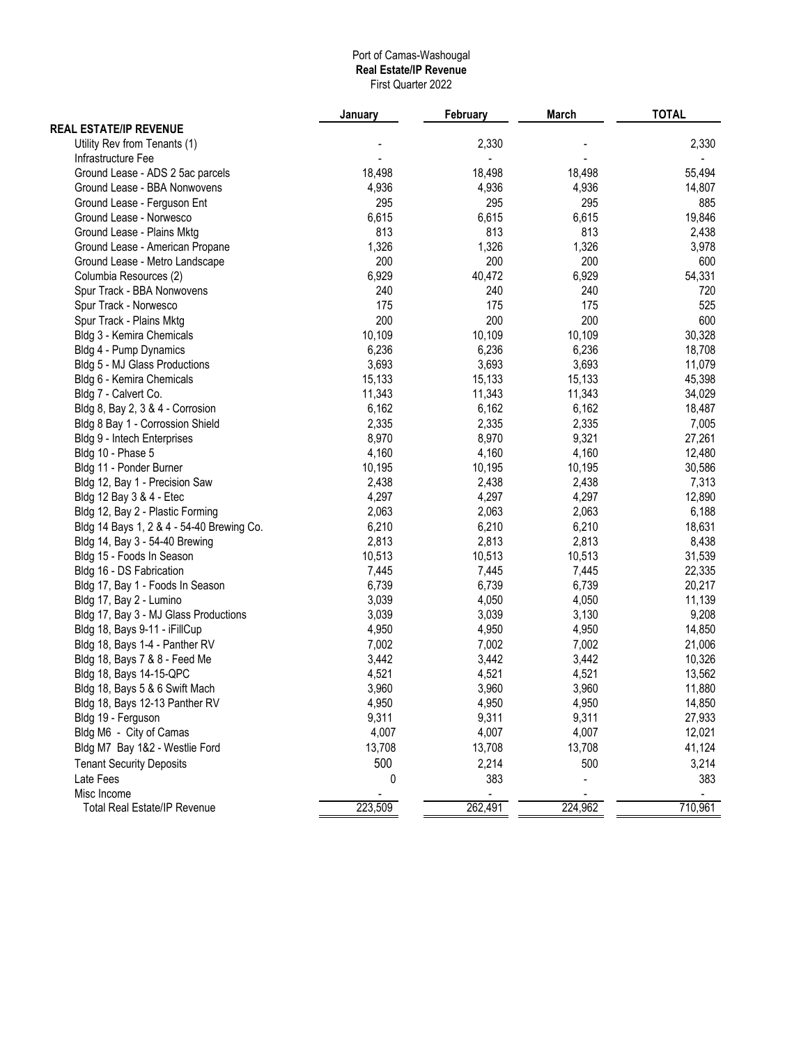Port of Camas-Washougal
**Real Estate/IP Revenue**
First Quarter 2022

| | January | February | March | TOTAL |
|---|---|---|---|---|
| **REAL ESTATE/IP REVENUE** | | | | |
| Utility Rev from Tenants (1) | - | 2,330 | - | 2,330 |
| Infrastructure Fee | - | - | - | - |
| Ground Lease - ADS 2 5ac parcels | 18,498 | 18,498 | 18,498 | 55,494 |
| Ground Lease - BBA Nonwovens | 4,936 | 4,936 | 4,936 | 14,807 |
| Ground Lease - Ferguson Ent | 295 | 295 | 295 | 885 |
| Ground Lease - Norwesco | 6,615 | 6,615 | 6,615 | 19,846 |
| Ground Lease - Plains Mktg | 813 | 813 | 813 | 2,438 |
| Ground Lease - American Propane | 1,326 | 1,326 | 1,326 | 3,978 |
| Ground Lease - Metro Landscape | 200 | 200 | 200 | 600 |
| Columbia Resources (2) | 6,929 | 40,472 | 6,929 | 54,331 |
| Spur Track - BBA Nonwovens | 240 | 240 | 240 | 720 |
| Spur Track - Norwesco | 175 | 175 | 175 | 525 |
| Spur Track - Plains Mktg | 200 | 200 | 200 | 600 |
| Bldg 3 - Kemira Chemicals | 10,109 | 10,109 | 10,109 | 30,328 |
| Bldg 4 - Pump Dynamics | 6,236 | 6,236 | 6,236 | 18,708 |
| Bldg 5 - MJ Glass Productions | 3,693 | 3,693 | 3,693 | 11,079 |
| Bldg 6 - Kemira Chemicals | 15,133 | 15,133 | 15,133 | 45,398 |
| Bldg 7 - Calvert Co. | 11,343 | 11,343 | 11,343 | 34,029 |
| Bldg 8, Bay 2, 3 & 4 - Corrosion | 6,162 | 6,162 | 6,162 | 18,487 |
| Bldg 8 Bay 1 - Corrossion Shield | 2,335 | 2,335 | 2,335 | 7,005 |
| Bldg 9 - Intech Enterprises | 8,970 | 8,970 | 9,321 | 27,261 |
| Bldg 10 - Phase 5 | 4,160 | 4,160 | 4,160 | 12,480 |
| Bldg 11 - Ponder Burner | 10,195 | 10,195 | 10,195 | 30,586 |
| Bldg 12, Bay 1 - Precision Saw | 2,438 | 2,438 | 2,438 | 7,313 |
| Bldg 12 Bay 3 & 4 - Etec | 4,297 | 4,297 | 4,297 | 12,890 |
| Bldg 12, Bay 2 - Plastic Forming | 2,063 | 2,063 | 2,063 | 6,188 |
| Bldg 14 Bays 1, 2 & 4 - 54-40 Brewing Co. | 6,210 | 6,210 | 6,210 | 18,631 |
| Bldg 14, Bay 3 - 54-40 Brewing | 2,813 | 2,813 | 2,813 | 8,438 |
| Bldg 15 - Foods In Season | 10,513 | 10,513 | 10,513 | 31,539 |
| Bldg 16 - DS Fabrication | 7,445 | 7,445 | 7,445 | 22,335 |
| Bldg 17, Bay 1 - Foods In Season | 6,739 | 6,739 | 6,739 | 20,217 |
| Bldg 17, Bay 2 - Lumino | 3,039 | 4,050 | 4,050 | 11,139 |
| Bldg 17, Bay 3 - MJ Glass Productions | 3,039 | 3,039 | 3,130 | 9,208 |
| Bldg 18, Bays 9-11 - iFillCup | 4,950 | 4,950 | 4,950 | 14,850 |
| Bldg 18, Bays 1-4 - Panther RV | 7,002 | 7,002 | 7,002 | 21,006 |
| Bldg 18, Bays 7 & 8 - Feed Me | 3,442 | 3,442 | 3,442 | 10,326 |
| Bldg 18, Bays 14-15-QPC | 4,521 | 4,521 | 4,521 | 13,562 |
| Bldg 18, Bays 5 & 6 Swift Mach | 3,960 | 3,960 | 3,960 | 11,880 |
| Bldg 18, Bays 12-13 Panther RV | 4,950 | 4,950 | 4,950 | 14,850 |
| Bldg 19 - Ferguson | 9,311 | 9,311 | 9,311 | 27,933 |
| Bldg M6 - City of Camas | 4,007 | 4,007 | 4,007 | 12,021 |
| Bldg M7 Bay 1&2 - Westlie Ford | 13,708 | 13,708 | 13,708 | 41,124 |
| Tenant Security Deposits | 500 | 2,214 | 500 | 3,214 |
| Late Fees | 0 | 383 | - | 383 |
| Misc Income | - | - | - | - |
| Total Real Estate/IP Revenue | 223,509 | 262,491 | 224,962 | 710,961 |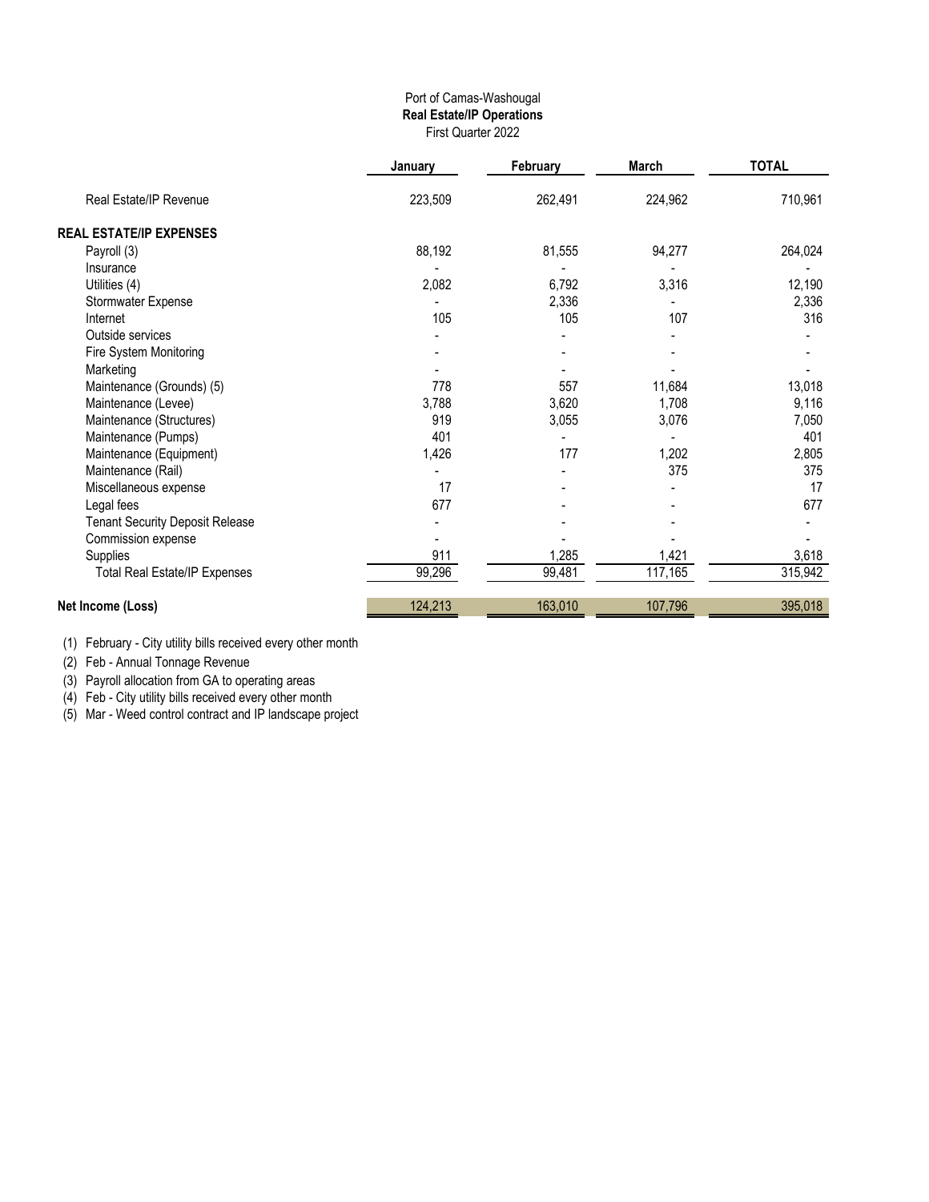Port of Camas-Washougal
**Real Estate/IP Operations**
First Quarter 2022

| | January | February | March | TOTAL |
|---|---|---|---|---|
| Real Estate/IP Revenue | 223,509 | 262,491 | 224,962 | 710,961 |
| **REAL ESTATE/IP EXPENSES** | | | | |
| Payroll (3) | 88,192 | 81,555 | 94,277 | 264,024 |
| Insurance | - | - | - | - |
| Utilities (4) | 2,082 | 6,792 | 3,316 | 12,190 |
| Stormwater Expense | - | 2,336 | - | 2,336 |
| Internet | 105 | 105 | 107 | 316 |
| Outside services | - | - | - | - |
| Fire System Monitoring | - | - | - | - |
| Marketing | - | - | - | - |
| Maintenance (Grounds) (5) | 778 | 557 | 11,684 | 13,018 |
| Maintenance (Levee) | 3,788 | 3,620 | 1,708 | 9,116 |
| Maintenance (Structures) | 919 | 3,055 | 3,076 | 7,050 |
| Maintenance (Pumps) | 401 | - | - | 401 |
| Maintenance (Equipment) | 1,426 | 177 | 1,202 | 2,805 |
| Maintenance (Rail) | - | - | 375 | 375 |
| Miscellaneous expense | 17 | - | - | 17 |
| Legal fees | 677 | - | - | 677 |
| Tenant Security Deposit Release | - | - | - | - |
| Commission expense | - | - | - | - |
| Supplies | 911 | 1,285 | 1,421 | 3,618 |
| Total Real Estate/IP Expenses | 99,296 | 99,481 | 117,165 | 315,942 |
| **Net Income (Loss)** | 124,213 | 163,010 | 107,796 | 395,018 |

(1) February - City utility bills received every other month
(2) Feb - Annual Tonnage Revenue
(3) Payroll allocation from GA to operating areas
(4) Feb - City utility bills received every other month
(5) Mar - Weed control contract and IP landscape project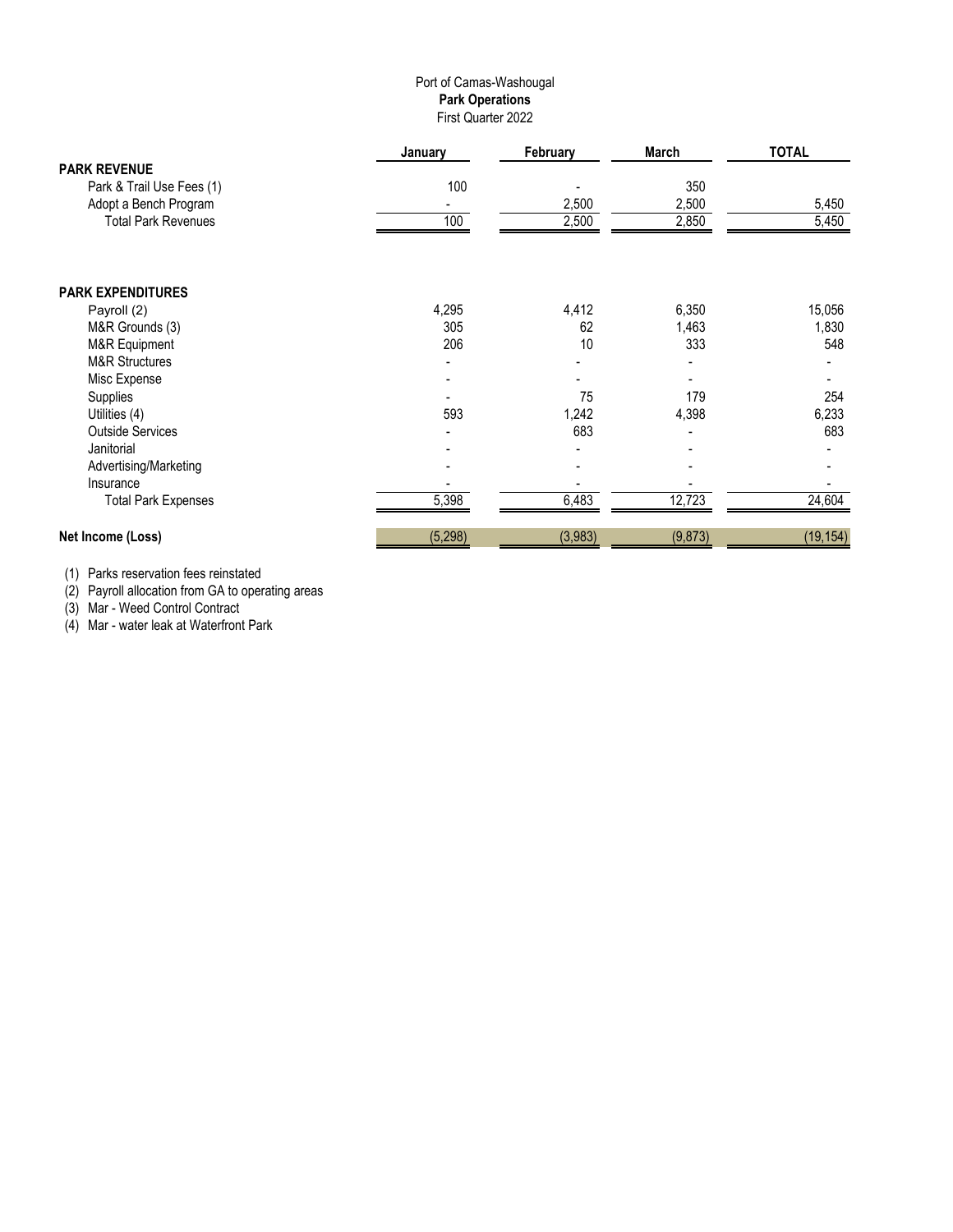Port of Camas-Washougal
**Park Operations**
First Quarter 2022

| | January | February | March | TOTAL |
|---|---|---|---|---|
| **PARK REVENUE** | | | | |
| Park & Trail Use Fees (1) | 100 | - | 350 | |
| Adopt a Bench Program | - | 2,500 | 2,500 | 5,450 |
| Total Park Revenues | 100 | 2,500 | 2,850 | 5,450 |
| | | | | |
| **PARK EXPENDITURES** | | | | |
| Payroll (2) | 4,295 | 4,412 | 6,350 | 15,056 |
| M&R Grounds (3) | 305 | 62 | 1,463 | 1,830 |
| M&R Equipment | 206 | 10 | 333 | 548 |
| M&R Structures | - | - | - | - |
| Misc Expense | - | - | - | - |
| Supplies | - | 75 | 179 | 254 |
| Utilities (4) | 593 | 1,242 | 4,398 | 6,233 |
| Outside Services | - | 683 | - | 683 |
| Janitorial | - | - | - | - |
| Advertising/Marketing | - | - | - | - |
| Insurance | - | - | - | - |
| Total Park Expenses | 5,398 | 6,483 | 12,723 | 24,604 |
| | | | | |
| **Net Income (Loss)** | (5,298) | (3,983) | (9,873) | (19,154) |

(1) Parks reservation fees reinstated
(2) Payroll allocation from GA to operating areas
(3) Mar - Weed Control Contract
(4) Mar - water leak at Waterfront Park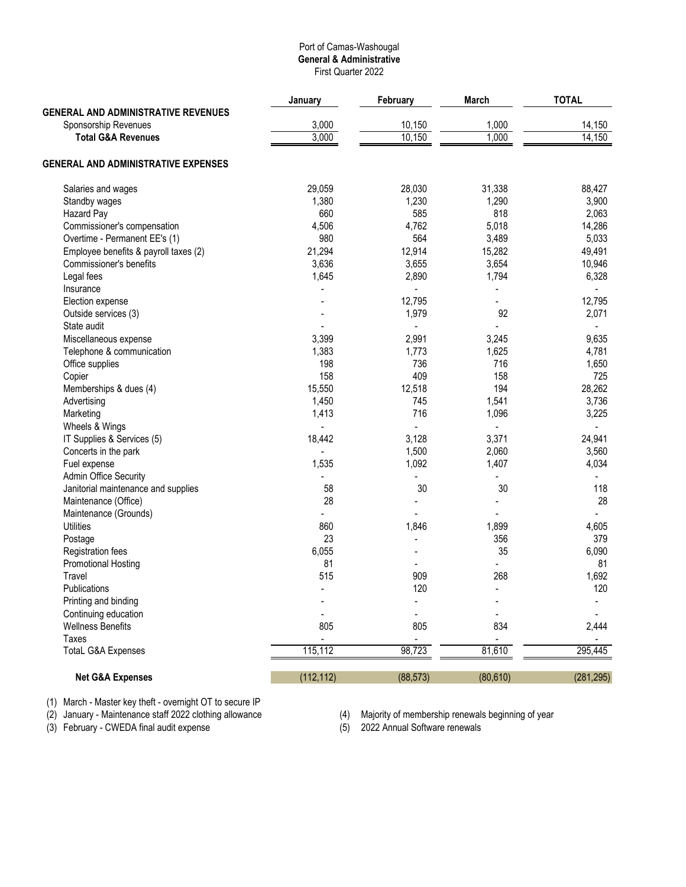Port of Camas-Washougal
**General & Administrative**
First Quarter 2022

| | January | February | March | TOTAL |
|---|---|---|---|---|
| **GENERAL AND ADMINISTRATIVE REVENUES** | | | | |
| Sponsorship Revenues | 3,000 | 10,150 | 1,000 | 14,150 |
| **Total G&A Revenues** | 3,000 | 10,150 | 1,000 | 14,150 |
| | | | | |
| **GENERAL AND ADMINISTRATIVE EXPENSES** | | | | |
| | | | | |
| Salaries and wages | 29,059 | 28,030 | 31,338 | 88,427 |
| Standby wages | 1,380 | 1,230 | 1,290 | 3,900 |
| Hazard Pay | 660 | 585 | 818 | 2,063 |
| Commissioner's compensation | 4,506 | 4,762 | 5,018 | 14,286 |
| Overtime - Permanent EE's (1) | 980 | 564 | 3,489 | 5,033 |
| Employee benefits & payroll taxes (2) | 21,294 | 12,914 | 15,282 | 49,491 |
| Commissioner's benefits | 3,636 | 3,655 | 3,654 | 10,946 |
| Legal fees | 1,645 | 2,890 | 1,794 | 6,328 |
| Insurance | - | - | - | - |
| Election expense | - | 12,795 | - | 12,795 |
| Outside services (3) | - | 1,979 | 92 | 2,071 |
| State audit | - | - | - | - |
| Miscellaneous expense | 3,399 | 2,991 | 3,245 | 9,635 |
| Telephone & communication | 1,383 | 1,773 | 1,625 | 4,781 |
| Office supplies | 198 | 736 | 716 | 1,650 |
| Copier | 158 | 409 | 158 | 725 |
| Memberships & dues (4) | 15,550 | 12,518 | 194 | 28,262 |
| Advertising | 1,450 | 745 | 1,541 | 3,736 |
| Marketing | 1,413 | 716 | 1,096 | 3,225 |
| Wheels & Wings | - | - | - | - |
| IT Supplies & Services (5) | 18,442 | 3,128 | 3,371 | 24,941 |
| Concerts in the park | - | 1,500 | 2,060 | 3,560 |
| Fuel expense | 1,535 | 1,092 | 1,407 | 4,034 |
| Admin Office Security | - | - | - | - |
| Janitorial maintenance and supplies | 58 | 30 | 30 | 118 |
| Maintenance (Office) | 28 | - | - | 28 |
| Maintenance (Grounds) | - | - | - | - |
| Utilities | 860 | 1,846 | 1,899 | 4,605 |
| Postage | 23 | - | 356 | 379 |
| Registration fees | 6,055 | - | 35 | 6,090 |
| Promotional Hosting | 81 | - | - | 81 |
| Travel | 515 | 909 | 268 | 1,692 |
| Publications | - | 120 | - | 120 |
| Printing and binding | - | - | - | - |
| Continuing education | - | - | - | - |
| Wellness Benefits | 805 | 805 | 834 | 2,444 |
| Taxes | - | - | - | - |
| TotaL G&A Expenses | 115,112 | 98,723 | 81,610 | 295,445 |
| | | | | |
| **Net G&A Expenses** | (112,112) | (88,573) | (80,610) | (281,295) |

(1) March - Master key theft - overnight OT to secure IP
(2) January - Maintenance staff 2022 clothing allowance
(3) February - CWEDA final audit expense
(4) Majority of membership renewals beginning of year
(5) 2022 Annual Software renewals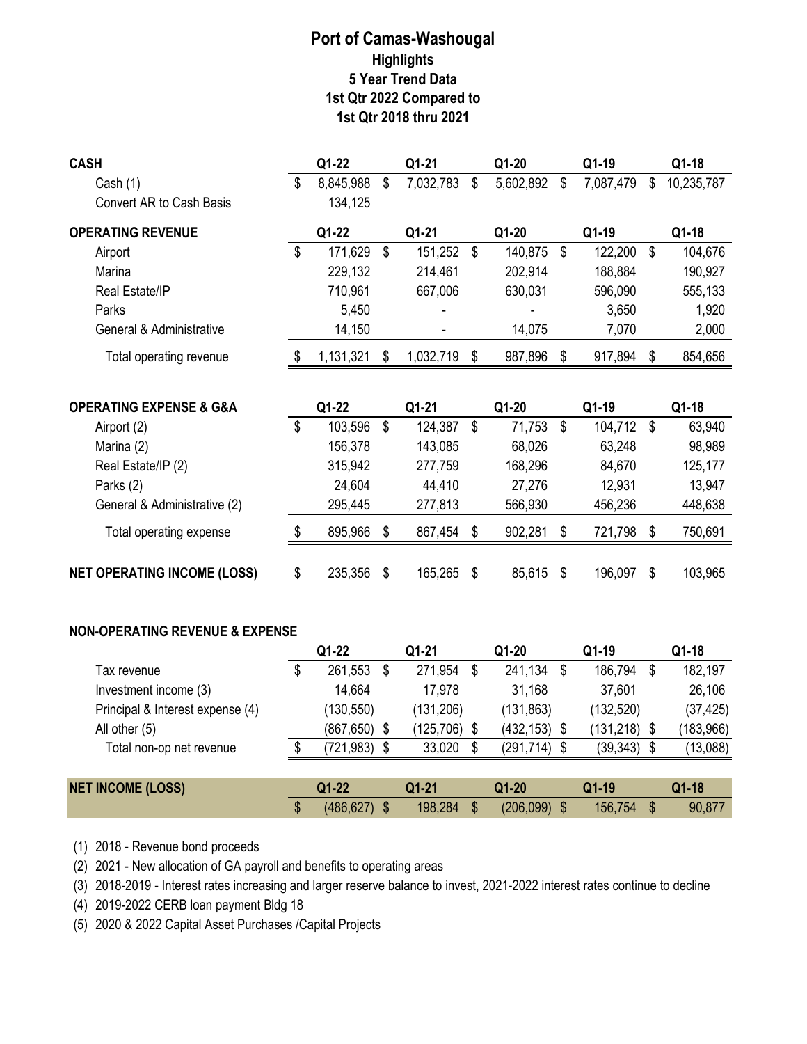# Port of Camas-Washougal

## Highlights

## 5 Year Trend Data

## 1st Qtr 2022 Compared to

## 1st Qtr 2018 thru 2021

| CASH | Q1-22 | Q1-21 | Q1-20 | Q1-19 | Q1-18 |
|---|---|---|---|---|---|
| Cash (1) | $ 8,845,988 | $ 7,032,783 | $ 5,602,892 | $ 7,087,479 | $ 10,235,787 |
| Convert AR to Cash Basis | 134,125 | | | | |

| OPERATING REVENUE | Q1-22 | Q1-21 | Q1-20 | Q1-19 | Q1-18 |
|---|---|---|---|---|---|
| Airport | $ 171,629 | $ 151,252 | $ 140,875 | $ 122,200 | $ 104,676 |
| Marina | 229,132 | 214,461 | 202,914 | 188,884 | 190,927 |
| Real Estate/IP | 710,961 | 667,006 | 630,031 | 596,090 | 555,133 |
| Parks | 5,450 | - | - | 3,650 | 1,920 |
| General & Administrative | 14,150 | - | 14,075 | 7,070 | 2,000 |
| Total operating revenue | $ 1,131,321 | $ 1,032,719 | $ 987,896 | $ 917,894 | $ 854,656 |

| OPERATING EXPENSE & G&A | Q1-22 | Q1-21 | Q1-20 | Q1-19 | Q1-18 |
|---|---|---|---|---|---|
| Airport (2) | $ 103,596 | $ 124,387 | $ 71,753 | $ 104,712 | $ 63,940 |
| Marina (2) | 156,378 | 143,085 | 68,026 | 63,248 | 98,989 |
| Real Estate/IP (2) | 315,942 | 277,759 | 168,296 | 84,670 | 125,177 |
| Parks (2) | 24,604 | 44,410 | 27,276 | 12,931 | 13,947 |
| General & Administrative (2) | 295,445 | 277,813 | 566,930 | 456,236 | 448,638 |
| Total operating expense | $ 895,966 | $ 867,454 | $ 902,281 | $ 721,798 | $ 750,691 |
| **NET OPERATING INCOME (LOSS)** | $ 235,356 | $ 165,265 | $ 85,615 | $ 196,097 | $ 103,965 |

**NON-OPERATING REVENUE & EXPENSE**

| | Q1-22 | Q1-21 | Q1-20 | Q1-19 | Q1-18 |
|---|---|---|---|---|---|
| Tax revenue | $ 261,553 | $ 271,954 | $ 241,134 | $ 186,794 | $ 182,197 |
| Investment income (3) | 14,664 | 17,978 | 31,168 | 37,601 | 26,106 |
| Principal & Interest expense (4) | (130,550) | (131,206) | (131,863) | (132,520) | (37,425) |
| All other (5) | (867,650) | $ (125,706) | $ (432,153) | $ (131,218) | $ (183,966) |
| Total non-op net revenue | $ (721,983) | $ 33,020 | $ (291,714) | $ (39,343) | $ (13,088) |

| NET INCOME (LOSS) | Q1-22 | Q1-21 | Q1-20 | Q1-19 | Q1-18 |
|---|---|---|---|---|---|
| | $ (486,627) | $ 198,284 | $ (206,099) | $ 156,754 | $ 90,877 |

(1) 2018 - Revenue bond proceeds

(2) 2021 - New allocation of GA payroll and benefits to operating areas

(3) 2018-2019 - Interest rates increasing and larger reserve balance to invest, 2021-2022 interest rates continue to decline

(4) 2019-2022 CERB loan payment Bldg 18

(5) 2020 & 2022 Capital Asset Purchases /Capital Projects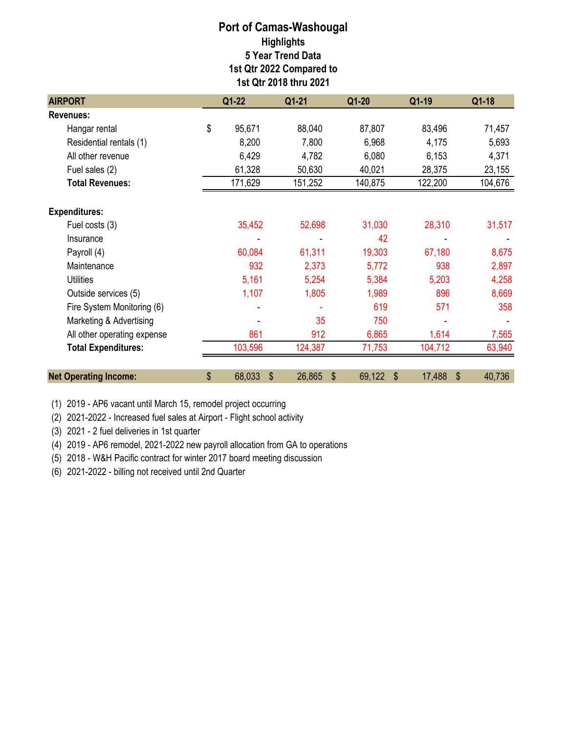# Port of Camas-Washougal

## Highlights

### 5 Year Trend Data

### 1st Qtr 2022 Compared to 1st Qtr 2018 thru 2021

| AIRPORT | Q1-22 | Q1-21 | Q1-20 | Q1-19 | Q1-18 |
|---|---|---|---|---|---|
| **Revenues:** | | | | | |
| Hangar rental | $ 95,671 | 88,040 | 87,807 | 83,496 | 71,457 |
| Residential rentals (1) | 8,200 | 7,800 | 6,968 | 4,175 | 5,693 |
| All other revenue | 6,429 | 4,782 | 6,080 | 6,153 | 4,371 |
| Fuel sales (2) | 61,328 | 50,630 | 40,021 | 28,375 | 23,155 |
| **Total Revenues:** | 171,629 | 151,252 | 140,875 | 122,200 | 104,676 |
| **Expenditures:** | | | | | |
| Fuel costs (3) | 35,452 | 52,698 | 31,030 | 28,310 | 31,517 |
| Insurance | - | - | 42 | - | - |
| Payroll (4) | 60,084 | 61,311 | 19,303 | 67,180 | 8,675 |
| Maintenance | 932 | 2,373 | 5,772 | 938 | 2,897 |
| Utilities | 5,161 | 5,254 | 5,384 | 5,203 | 4,258 |
| Outside services (5) | 1,107 | 1,805 | 1,989 | 896 | 8,669 |
| Fire System Monitoring (6) | - | - | 619 | 571 | 358 |
| Marketing & Advertising | - | 35 | 750 | - | - |
| All other operating expense | 861 | 912 | 6,865 | 1,614 | 7,565 |
| **Total Expenditures:** | 103,596 | 124,387 | 71,753 | 104,712 | 63,940 |
| **Net Operating Income:** | $ 68,033 | $ 26,865 | $ 69,122 | $ 17,488 | $ 40,736 |

(1) 2019 - AP6 vacant until March 15, remodel project occurring
(2) 2021-2022 - Increased fuel sales at Airport - Flight school activity
(3) 2021 - 2 fuel deliveries in 1st quarter
(4) 2019 - AP6 remodel, 2021-2022 new payroll allocation from GA to operations
(5) 2018 - W&H Pacific contract for winter 2017 board meeting discussion
(6) 2021-2022 - billing not received until 2nd Quarter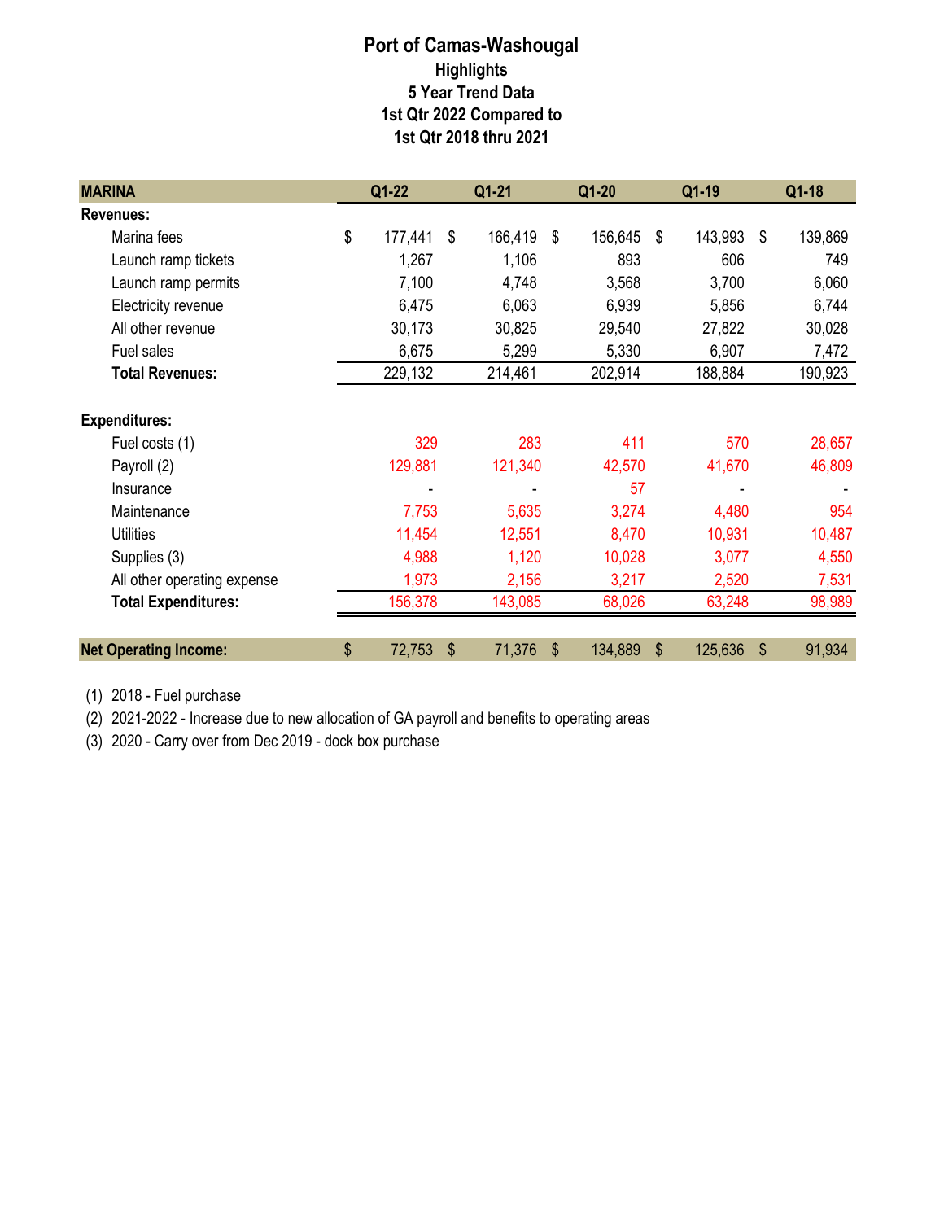# Port of Camas-Washougal

## Highlights

### 5 Year Trend Data

### 1st Qtr 2022 Compared to 1st Qtr 2018 thru 2021

| MARINA | Q1-22 | Q1-21 | Q1-20 | Q1-19 | Q1-18 |
|---|---|---|---|---|---|
| **Revenues:** | | | | | |
| Marina fees | $ 177,441 | $ 166,419 | $ 156,645 | $ 143,993 | $ 139,869 |
| Launch ramp tickets | 1,267 | 1,106 | 893 | 606 | 749 |
| Launch ramp permits | 7,100 | 4,748 | 3,568 | 3,700 | 6,060 |
| Electricity revenue | 6,475 | 6,063 | 6,939 | 5,856 | 6,744 |
| All other revenue | 30,173 | 30,825 | 29,540 | 27,822 | 30,028 |
| Fuel sales | 6,675 | 5,299 | 5,330 | 6,907 | 7,472 |
| **Total Revenues:** | 229,132 | 214,461 | 202,914 | 188,884 | 190,923 |
| **Expenditures:** | | | | | |
| Fuel costs (1) | 329 | 283 | 411 | 570 | 28,657 |
| Payroll (2) | 129,881 | 121,340 | 42,570 | 41,670 | 46,809 |
| Insurance | - | - | 57 | - | - |
| Maintenance | 7,753 | 5,635 | 3,274 | 4,480 | 954 |
| Utilities | 11,454 | 12,551 | 8,470 | 10,931 | 10,487 |
| Supplies (3) | 4,988 | 1,120 | 10,028 | 3,077 | 4,550 |
| All other operating expense | 1,973 | 2,156 | 3,217 | 2,520 | 7,531 |
| **Total Expenditures:** | 156,378 | 143,085 | 68,026 | 63,248 | 98,989 |
| **Net Operating Income:** | $ 72,753 | $ 71,376 | $ 134,889 | $ 125,636 | $ 91,934 |

(1) 2018 - Fuel purchase

(2) 2021-2022 - Increase due to new allocation of GA payroll and benefits to operating areas

(3) 2020 - Carry over from Dec 2019 - dock box purchase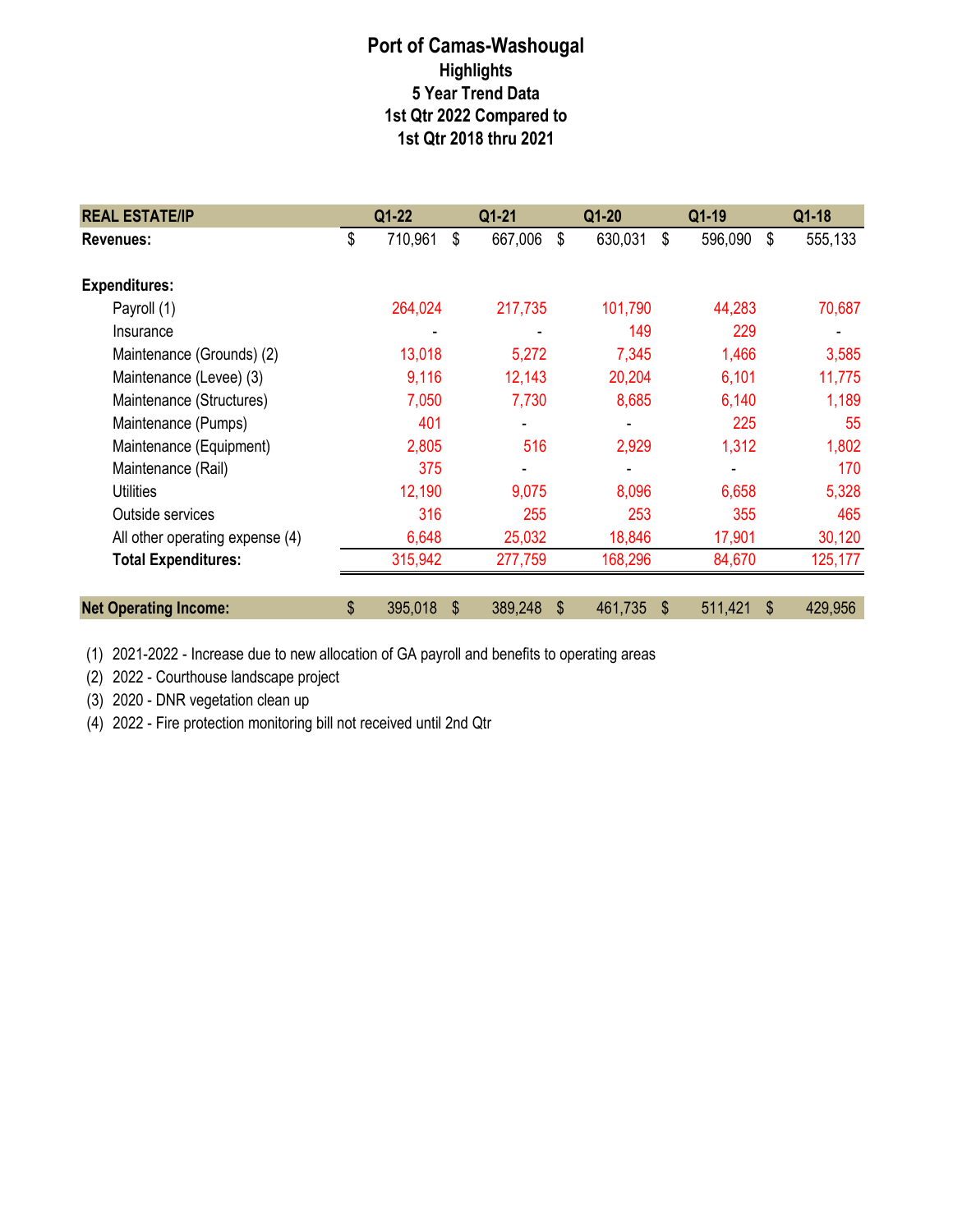# Port of Camas-Washougal

## Highlights

### 5 Year Trend Data

### 1st Qtr 2022 Compared to 1st Qtr 2018 thru 2021

| REAL ESTATE/IP | Q1-22 | Q1-21 | Q1-20 | Q1-19 | Q1-18 |
|---|---|---|---|---|---|
| **Revenues:** | $ 710,961 | $ 667,006 | $ 630,031 | $ 596,090 | $ 555,133 |
| | | | | | |
| **Expenditures:** | | | | | |
| Payroll (1) | 264,024 | 217,735 | 101,790 | 44,283 | 70,687 |
| Insurance | - | - | 149 | 229 | - |
| Maintenance (Grounds) (2) | 13,018 | 5,272 | 7,345 | 1,466 | 3,585 |
| Maintenance (Levee) (3) | 9,116 | 12,143 | 20,204 | 6,101 | 11,775 |
| Maintenance (Structures) | 7,050 | 7,730 | 8,685 | 6,140 | 1,189 |
| Maintenance (Pumps) | 401 | - | - | 225 | 55 |
| Maintenance (Equipment) | 2,805 | 516 | 2,929 | 1,312 | 1,802 |
| Maintenance (Rail) | 375 | - | - | - | 170 |
| Utilities | 12,190 | 9,075 | 8,096 | 6,658 | 5,328 |
| Outside services | 316 | 255 | 253 | 355 | 465 |
| All other operating expense (4) | 6,648 | 25,032 | 18,846 | 17,901 | 30,120 |
| **Total Expenditures:** | 315,942 | 277,759 | 168,296 | 84,670 | 125,177 |
| | | | | | |
| **Net Operating Income:** | $ 395,018 | $ 389,248 | $ 461,735 | $ 511,421 | $ 429,956 |

(1) 2021-2022 - Increase due to new allocation of GA payroll and benefits to operating areas

(2) 2022 - Courthouse landscape project

(3) 2020 - DNR vegetation clean up

(4) 2022 - Fire protection monitoring bill not received until 2nd Qtr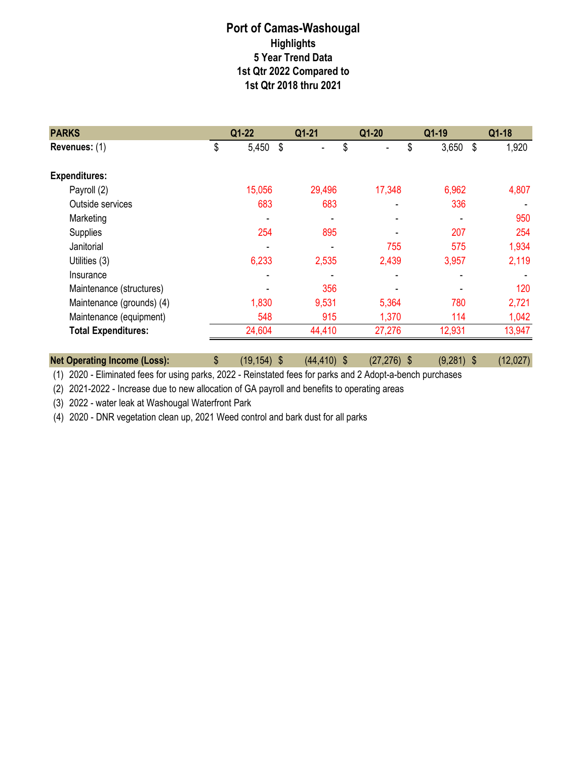# Port of Camas-Washougal

## Highlights

### 5 Year Trend Data

### 1st Qtr 2022 Compared to 1st Qtr 2018 thru 2021

| PARKS | Q1-22 | Q1-21 | Q1-20 | Q1-19 | Q1-18 |
|---|---|---|---|---|---|
| **Revenues:** (1) | $ 5,450 | $ - | $ - | $ 3,650 | $ 1,920 |
| **Expenditures:** | | | | | |
| Payroll (2) | 15,056 | 29,496 | 17,348 | 6,962 | 4,807 |
| Outside services | 683 | 683 | - | 336 | - |
| Marketing | - | - | - | - | 950 |
| Supplies | 254 | 895 | - | 207 | 254 |
| Janitorial | - | - | 755 | 575 | 1,934 |
| Utilities (3) | 6,233 | 2,535 | 2,439 | 3,957 | 2,119 |
| Insurance | - | - | - | - | - |
| Maintenance (structures) | - | 356 | - | - | 120 |
| Maintenance (grounds) (4) | 1,830 | 9,531 | 5,364 | 780 | 2,721 |
| Maintenance (equipment) | 548 | 915 | 1,370 | 114 | 1,042 |
| **Total Expenditures:** | 24,604 | 44,410 | 27,276 | 12,931 | 13,947 |
| **Net Operating Income (Loss):** | $ (19,154) | $ (44,410) | $ (27,276) | $ (9,281) | $ (12,027) |

(1) 2020 - Eliminated fees for using parks, 2022 - Reinstated fees for parks and 2 Adopt-a-bench purchases

(2) 2021-2022 - Increase due to new allocation of GA payroll and benefits to operating areas

(3) 2022 - water leak at Washougal Waterfront Park

(4) 2020 - DNR vegetation clean up, 2021 Weed control and bark dust for all parks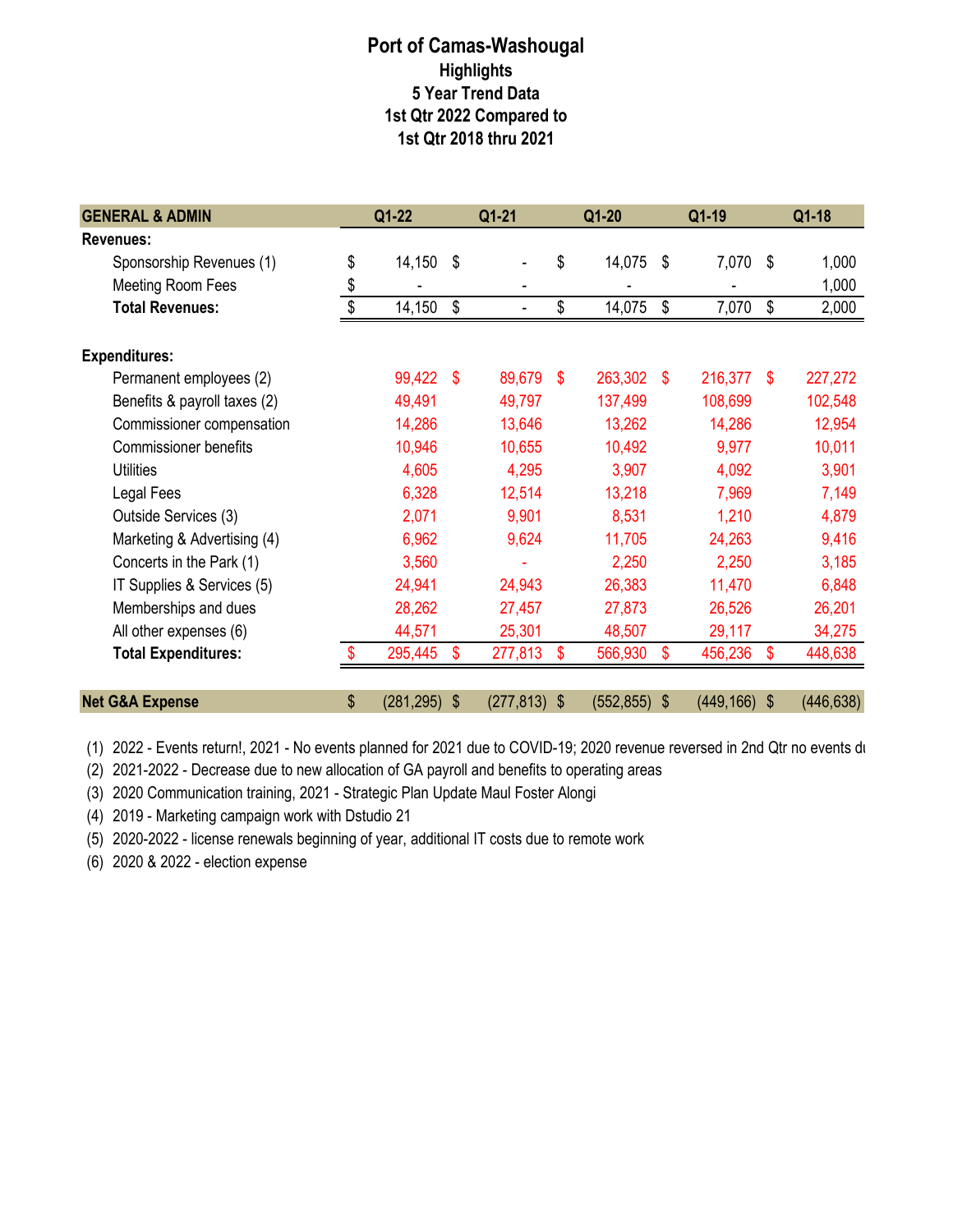# Port of Camas-Washougal

## Highlights

### 5 Year Trend Data

### 1st Qtr 2022 Compared to 1st Qtr 2018 thru 2021

| GENERAL & ADMIN | Q1-22 | Q1-21 | Q1-20 | Q1-19 | Q1-18 |
|---|---|---|---|---|---|
| **Revenues:** | | | | | |
| Sponsorship Revenues (1) | $ 14,150 | $ - | $ 14,075 | $ 7,070 | $ 1,000 |
| Meeting Room Fees | $ - | - | - | - | 1,000 |
| **Total Revenues:** | $ 14,150 | $ - | $ 14,075 | $ 7,070 | $ 2,000 |
| | | | | | |
| **Expenditures:** | | | | | |
| Permanent employees (2) | 99,422 | $ 89,679 | $ 263,302 | $ 216,377 | $ 227,272 |
| Benefits & payroll taxes (2) | 49,491 | 49,797 | 137,499 | 108,699 | 102,548 |
| Commissioner compensation | 14,286 | 13,646 | 13,262 | 14,286 | 12,954 |
| Commissioner benefits | 10,946 | 10,655 | 10,492 | 9,977 | 10,011 |
| Utilities | 4,605 | 4,295 | 3,907 | 4,092 | 3,901 |
| Legal Fees | 6,328 | 12,514 | 13,218 | 7,969 | 7,149 |
| Outside Services (3) | 2,071 | 9,901 | 8,531 | 1,210 | 4,879 |
| Marketing & Advertising (4) | 6,962 | 9,624 | 11,705 | 24,263 | 9,416 |
| Concerts in the Park (1) | 3,560 | - | 2,250 | 2,250 | 3,185 |
| IT Supplies & Services (5) | 24,941 | 24,943 | 26,383 | 11,470 | 6,848 |
| Memberships and dues | 28,262 | 27,457 | 27,873 | 26,526 | 26,201 |
| All other expenses (6) | 44,571 | 25,301 | 48,507 | 29,117 | 34,275 |
| **Total Expenditures:** | $ 295,445 | $ 277,813 | $ 566,930 | $ 456,236 | $ 448,638 |
| | | | | | |
| **Net G&A Expense** | $ (281,295) | $ (277,813) | $ (552,855) | $ (449,166) | $ (446,638) |

(1) 2022 - Events return!, 2021 - No events planned for 2021 due to COVID-19; 2020 revenue reversed in 2nd Qtr no events du

(2) 2021-2022 - Decrease due to new allocation of GA payroll and benefits to operating areas

(3) 2020 Communication training, 2021 - Strategic Plan Update Maul Foster Alongi

(4) 2019 - Marketing campaign work with Dstudio 21

(5) 2020-2022 - license renewals beginning of year, additional IT costs due to remote work

(6) 2020 & 2022 - election expense